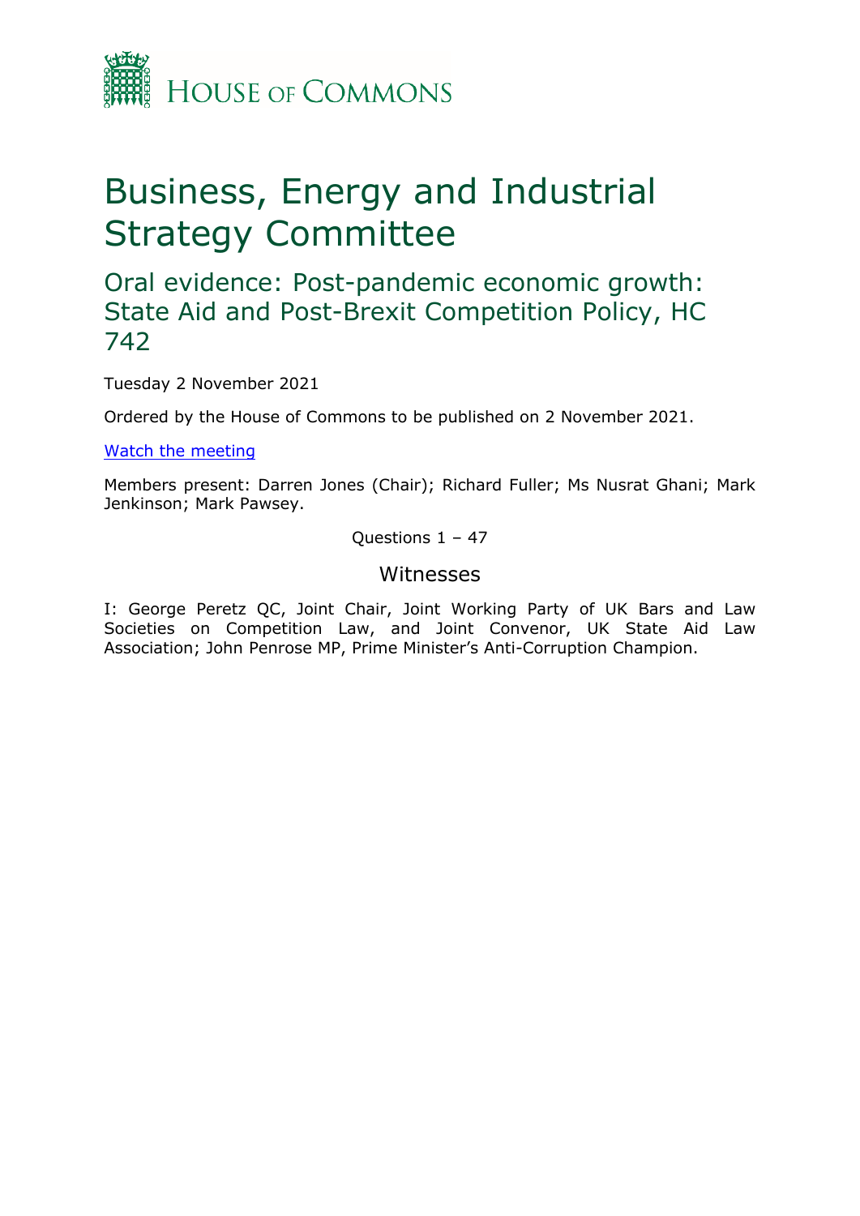HOUSE OF COMMONS

# Business, Energy and Industrial Strategy Committee

## Oral evidence: Post-pandemic economic growth: State Aid and Post-Brexit Competition Policy, HC 742

Tuesday 2 November 2021

Ordered by the House of Commons to be published on 2 November 2021.

[Watch the meeting]

Members present: Darren Jones (Chair); Richard Fuller; Ms Nusrat Ghani; Mark Jenkinson; Mark Pawsey.

Questions 1 – 47

### Witnesses

I: George Peretz QC, Joint Chair, Joint Working Party of UK Bars and Law Societies on Competition Law, and Joint Convenor, UK State Aid Law Association; John Penrose MP, Prime Minister's Anti-Corruption Champion.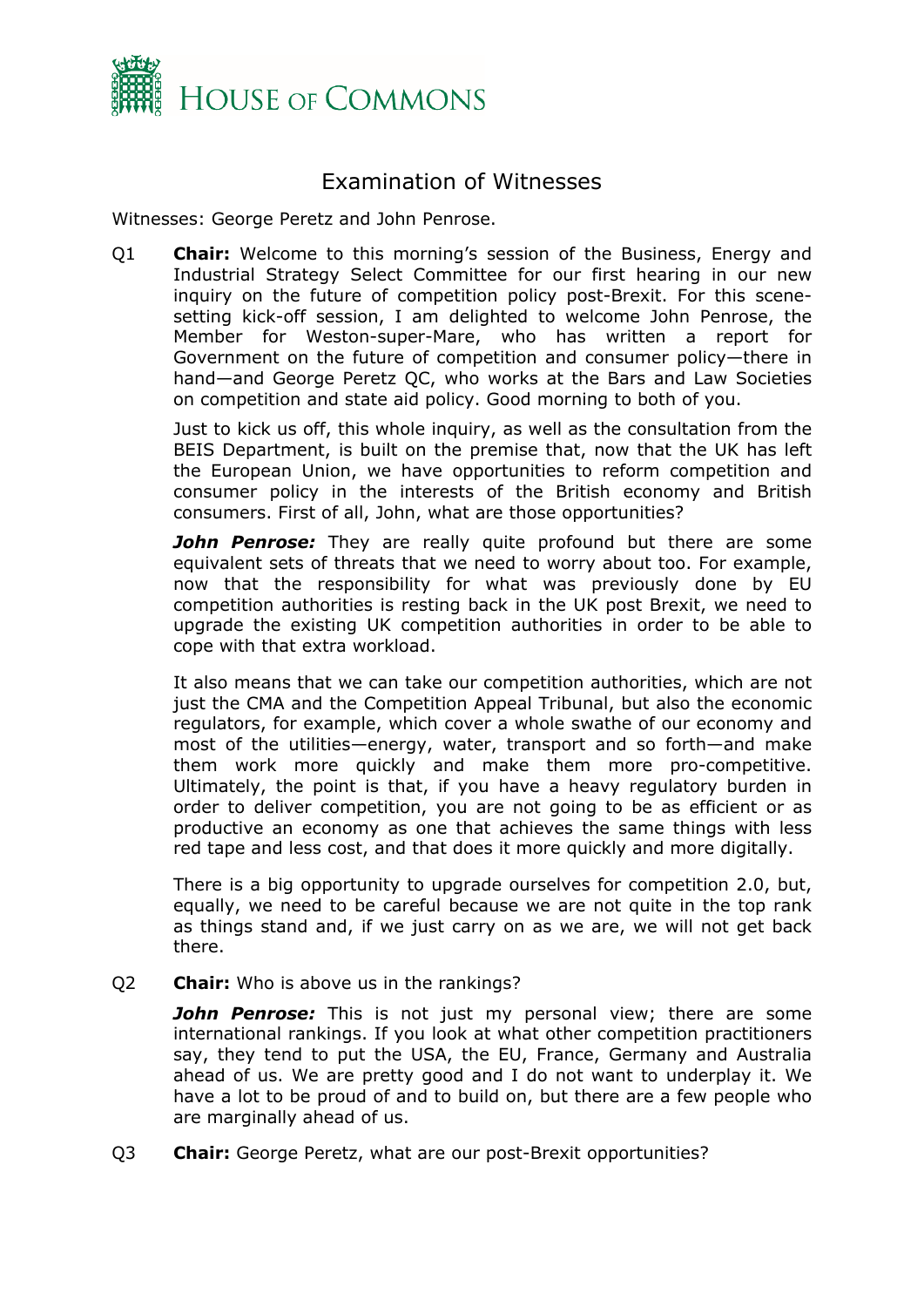# Examination of Witnesses

Witnesses: George Peretz and John Penrose.

Q1 **Chair:** Welcome to this morning's session of the Business, Energy and Industrial Strategy Select Committee for our first hearing in our new inquiry on the future of competition policy post-Brexit. For this scene-setting kick-off session, I am delighted to welcome John Penrose, the Member for Weston-super-Mare, who has written a report for Government on the future of competition and consumer policy—there in hand—and George Peretz QC, who works at the Bars and Law Societies on competition and state aid policy. Good morning to both of you.

Just to kick us off, this whole inquiry, as well as the consultation from the BEIS Department, is built on the premise that, now that the UK has left the European Union, we have opportunities to reform competition and consumer policy in the interests of the British economy and British consumers. First of all, John, what are those opportunities?

***John Penrose:*** They are really quite profound but there are some equivalent sets of threats that we need to worry about too. For example, now that the responsibility for what was previously done by EU competition authorities is resting back in the UK post Brexit, we need to upgrade the existing UK competition authorities in order to be able to cope with that extra workload.

It also means that we can take our competition authorities, which are not just the CMA and the Competition Appeal Tribunal, but also the economic regulators, for example, which cover a whole swathe of our economy and most of the utilities—energy, water, transport and so forth—and make them work more quickly and make them more pro-competitive. Ultimately, the point is that, if you have a heavy regulatory burden in order to deliver competition, you are not going to be as efficient or as productive an economy as one that achieves the same things with less red tape and less cost, and that does it more quickly and more digitally.

There is a big opportunity to upgrade ourselves for competition 2.0, but, equally, we need to be careful because we are not quite in the top rank as things stand and, if we just carry on as we are, we will not get back there.

Q2 **Chair:** Who is above us in the rankings?

***John Penrose:*** This is not just my personal view; there are some international rankings. If you look at what other competition practitioners say, they tend to put the USA, the EU, France, Germany and Australia ahead of us. We are pretty good and I do not want to underplay it. We have a lot to be proud of and to build on, but there are a few people who are marginally ahead of us.

Q3 **Chair:** George Peretz, what are our post-Brexit opportunities?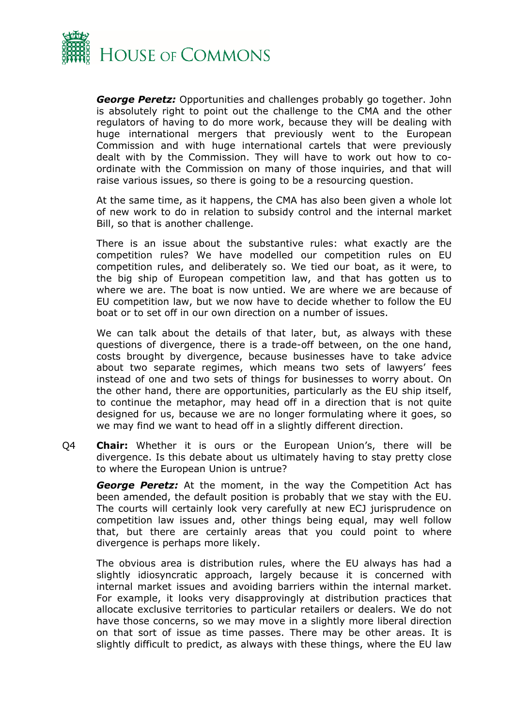***George Peretz:*** Opportunities and challenges probably go together. John is absolutely right to point out the challenge to the CMA and the other regulators of having to do more work, because they will be dealing with huge international mergers that previously went to the European Commission and with huge international cartels that were previously dealt with by the Commission. They will have to work out how to co-ordinate with the Commission on many of those inquiries, and that will raise various issues, so there is going to be a resourcing question.

At the same time, as it happens, the CMA has also been given a whole lot of new work to do in relation to subsidy control and the internal market Bill, so that is another challenge.

There is an issue about the substantive rules: what exactly are the competition rules? We have modelled our competition rules on EU competition rules, and deliberately so. We tied our boat, as it were, to the big ship of European competition law, and that has gotten us to where we are. The boat is now untied. We are where we are because of EU competition law, but we now have to decide whether to follow the EU boat or to set off in our own direction on a number of issues.

We can talk about the details of that later, but, as always with these questions of divergence, there is a trade-off between, on the one hand, costs brought by divergence, because businesses have to take advice about two separate regimes, which means two sets of lawyers' fees instead of one and two sets of things for businesses to worry about. On the other hand, there are opportunities, particularly as the EU ship itself, to continue the metaphor, may head off in a direction that is not quite designed for us, because we are no longer formulating where it goes, so we may find we want to head off in a slightly different direction.

Q4 **Chair:** Whether it is ours or the European Union's, there will be divergence. Is this debate about us ultimately having to stay pretty close to where the European Union is untrue?

***George Peretz:*** At the moment, in the way the Competition Act has been amended, the default position is probably that we stay with the EU. The courts will certainly look very carefully at new ECJ jurisprudence on competition law issues and, other things being equal, may well follow that, but there are certainly areas that you could point to where divergence is perhaps more likely.

The obvious area is distribution rules, where the EU always has had a slightly idiosyncratic approach, largely because it is concerned with internal market issues and avoiding barriers within the internal market. For example, it looks very disapprovingly at distribution practices that allocate exclusive territories to particular retailers or dealers. We do not have those concerns, so we may move in a slightly more liberal direction on that sort of issue as time passes. There may be other areas. It is slightly difficult to predict, as always with these things, where the EU law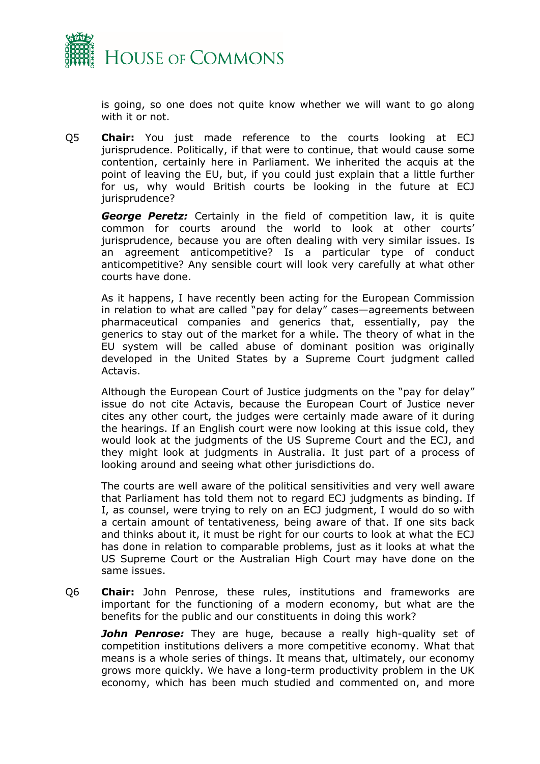is going, so one does not quite know whether we will want to go along with it or not.

Q5 **Chair:** You just made reference to the courts looking at ECJ jurisprudence. Politically, if that were to continue, that would cause some contention, certainly here in Parliament. We inherited the acquis at the point of leaving the EU, but, if you could just explain that a little further for us, why would British courts be looking in the future at ECJ jurisprudence?

***George Peretz:*** Certainly in the field of competition law, it is quite common for courts around the world to look at other courts' jurisprudence, because you are often dealing with very similar issues. Is an agreement anticompetitive? Is a particular type of conduct anticompetitive? Any sensible court will look very carefully at what other courts have done.

As it happens, I have recently been acting for the European Commission in relation to what are called "pay for delay" cases—agreements between pharmaceutical companies and generics that, essentially, pay the generics to stay out of the market for a while. The theory of what in the EU system will be called abuse of dominant position was originally developed in the United States by a Supreme Court judgment called Actavis.

Although the European Court of Justice judgments on the "pay for delay" issue do not cite Actavis, because the European Court of Justice never cites any other court, the judges were certainly made aware of it during the hearings. If an English court were now looking at this issue cold, they would look at the judgments of the US Supreme Court and the ECJ, and they might look at judgments in Australia. It just part of a process of looking around and seeing what other jurisdictions do.

The courts are well aware of the political sensitivities and very well aware that Parliament has told them not to regard ECJ judgments as binding. If I, as counsel, were trying to rely on an ECJ judgment, I would do so with a certain amount of tentativeness, being aware of that. If one sits back and thinks about it, it must be right for our courts to look at what the ECJ has done in relation to comparable problems, just as it looks at what the US Supreme Court or the Australian High Court may have done on the same issues.

Q6 **Chair:** John Penrose, these rules, institutions and frameworks are important for the functioning of a modern economy, but what are the benefits for the public and our constituents in doing this work?

***John Penrose:*** They are huge, because a really high-quality set of competition institutions delivers a more competitive economy. What that means is a whole series of things. It means that, ultimately, our economy grows more quickly. We have a long-term productivity problem in the UK economy, which has been much studied and commented on, and more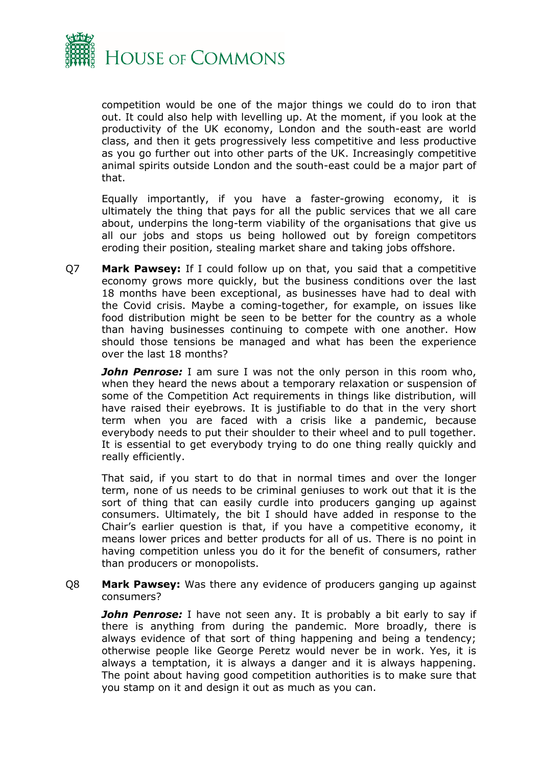competition would be one of the major things we could do to iron that out. It could also help with levelling up. At the moment, if you look at the productivity of the UK economy, London and the south-east are world class, and then it gets progressively less competitive and less productive as you go further out into other parts of the UK. Increasingly competitive animal spirits outside London and the south-east could be a major part of that.

Equally importantly, if you have a faster-growing economy, it is ultimately the thing that pays for all the public services that we all care about, underpins the long-term viability of the organisations that give us all our jobs and stops us being hollowed out by foreign competitors eroding their position, stealing market share and taking jobs offshore.

Q7 **Mark Pawsey:** If I could follow up on that, you said that a competitive economy grows more quickly, but the business conditions over the last 18 months have been exceptional, as businesses have had to deal with the Covid crisis. Maybe a coming-together, for example, on issues like food distribution might be seen to be better for the country as a whole than having businesses continuing to compete with one another. How should those tensions be managed and what has been the experience over the last 18 months?

***John Penrose:*** I am sure I was not the only person in this room who, when they heard the news about a temporary relaxation or suspension of some of the Competition Act requirements in things like distribution, will have raised their eyebrows. It is justifiable to do that in the very short term when you are faced with a crisis like a pandemic, because everybody needs to put their shoulder to their wheel and to pull together. It is essential to get everybody trying to do one thing really quickly and really efficiently.

That said, if you start to do that in normal times and over the longer term, none of us needs to be criminal geniuses to work out that it is the sort of thing that can easily curdle into producers ganging up against consumers. Ultimately, the bit I should have added in response to the Chair's earlier question is that, if you have a competitive economy, it means lower prices and better products for all of us. There is no point in having competition unless you do it for the benefit of consumers, rather than producers or monopolists.

Q8 **Mark Pawsey:** Was there any evidence of producers ganging up against consumers?

***John Penrose:*** I have not seen any. It is probably a bit early to say if there is anything from during the pandemic. More broadly, there is always evidence of that sort of thing happening and being a tendency; otherwise people like George Peretz would never be in work. Yes, it is always a temptation, it is always a danger and it is always happening. The point about having good competition authorities is to make sure that you stamp on it and design it out as much as you can.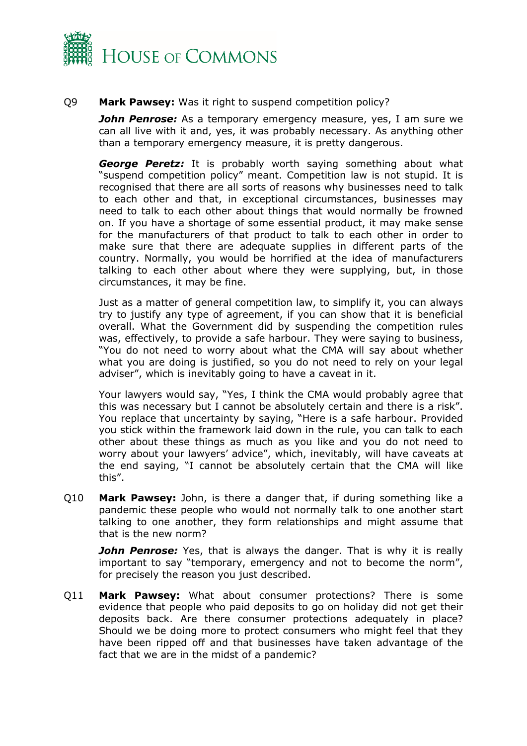Q9 **Mark Pawsey:** Was it right to suspend competition policy?

***John Penrose:*** As a temporary emergency measure, yes, I am sure we can all live with it and, yes, it was probably necessary. As anything other than a temporary emergency measure, it is pretty dangerous.

***George Peretz:*** It is probably worth saying something about what "suspend competition policy" meant. Competition law is not stupid. It is recognised that there are all sorts of reasons why businesses need to talk to each other and that, in exceptional circumstances, businesses may need to talk to each other about things that would normally be frowned on. If you have a shortage of some essential product, it may make sense for the manufacturers of that product to talk to each other in order to make sure that there are adequate supplies in different parts of the country. Normally, you would be horrified at the idea of manufacturers talking to each other about where they were supplying, but, in those circumstances, it may be fine.

Just as a matter of general competition law, to simplify it, you can always try to justify any type of agreement, if you can show that it is beneficial overall. What the Government did by suspending the competition rules was, effectively, to provide a safe harbour. They were saying to business, "You do not need to worry about what the CMA will say about whether what you are doing is justified, so you do not need to rely on your legal adviser", which is inevitably going to have a caveat in it.

Your lawyers would say, "Yes, I think the CMA would probably agree that this was necessary but I cannot be absolutely certain and there is a risk". You replace that uncertainty by saying, "Here is a safe harbour. Provided you stick within the framework laid down in the rule, you can talk to each other about these things as much as you like and you do not need to worry about your lawyers' advice", which, inevitably, will have caveats at the end saying, "I cannot be absolutely certain that the CMA will like this".

Q10 **Mark Pawsey:** John, is there a danger that, if during something like a pandemic these people who would not normally talk to one another start talking to one another, they form relationships and might assume that that is the new norm?

***John Penrose:*** Yes, that is always the danger. That is why it is really important to say "temporary, emergency and not to become the norm", for precisely the reason you just described.

Q11 **Mark Pawsey:** What about consumer protections? There is some evidence that people who paid deposits to go on holiday did not get their deposits back. Are there consumer protections adequately in place? Should we be doing more to protect consumers who might feel that they have been ripped off and that businesses have taken advantage of the fact that we are in the midst of a pandemic?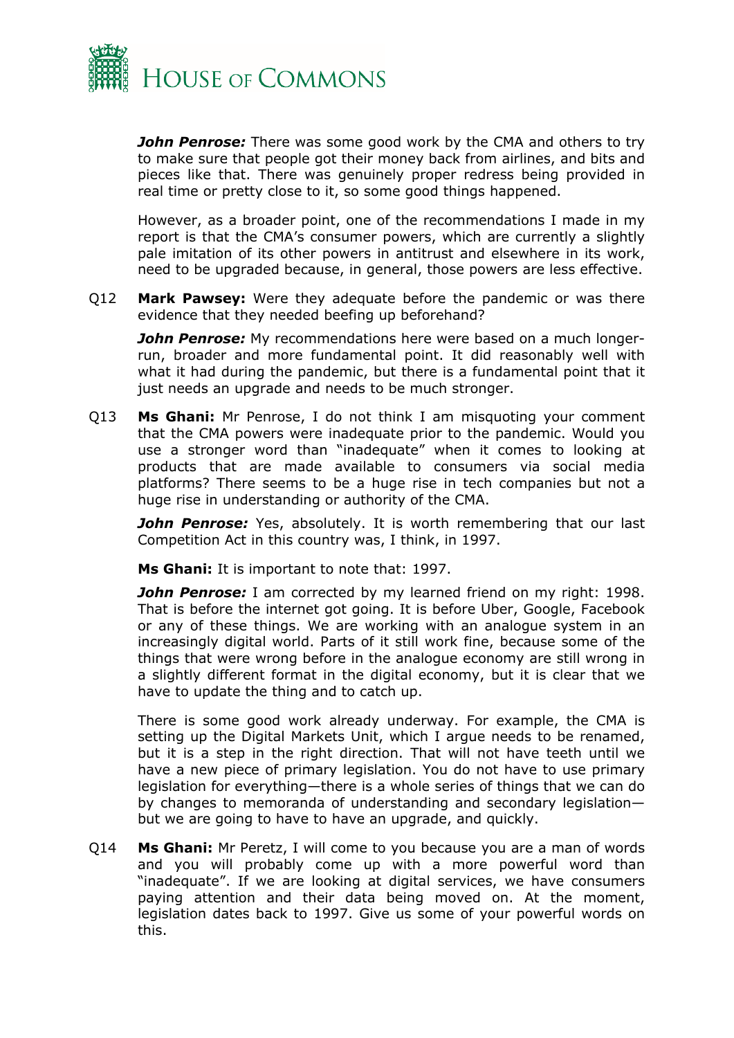***John Penrose:*** There was some good work by the CMA and others to try to make sure that people got their money back from airlines, and bits and pieces like that. There was genuinely proper redress being provided in real time or pretty close to it, so some good things happened.

However, as a broader point, one of the recommendations I made in my report is that the CMA's consumer powers, which are currently a slightly pale imitation of its other powers in antitrust and elsewhere in its work, need to be upgraded because, in general, those powers are less effective.

Q12 **Mark Pawsey:** Were they adequate before the pandemic or was there evidence that they needed beefing up beforehand?

***John Penrose:*** My recommendations here were based on a much longer-run, broader and more fundamental point. It did reasonably well with what it had during the pandemic, but there is a fundamental point that it just needs an upgrade and needs to be much stronger.

Q13 **Ms Ghani:** Mr Penrose, I do not think I am misquoting your comment that the CMA powers were inadequate prior to the pandemic. Would you use a stronger word than "inadequate" when it comes to looking at products that are made available to consumers via social media platforms? There seems to be a huge rise in tech companies but not a huge rise in understanding or authority of the CMA.

***John Penrose:*** Yes, absolutely. It is worth remembering that our last Competition Act in this country was, I think, in 1997.

**Ms Ghani:** It is important to note that: 1997.

***John Penrose:*** I am corrected by my learned friend on my right: 1998. That is before the internet got going. It is before Uber, Google, Facebook or any of these things. We are working with an analogue system in an increasingly digital world. Parts of it still work fine, because some of the things that were wrong before in the analogue economy are still wrong in a slightly different format in the digital economy, but it is clear that we have to update the thing and to catch up.

There is some good work already underway. For example, the CMA is setting up the Digital Markets Unit, which I argue needs to be renamed, but it is a step in the right direction. That will not have teeth until we have a new piece of primary legislation. You do not have to use primary legislation for everything—there is a whole series of things that we can do by changes to memoranda of understanding and secondary legislation—but we are going to have to have an upgrade, and quickly.

Q14 **Ms Ghani:** Mr Peretz, I will come to you because you are a man of words and you will probably come up with a more powerful word than "inadequate". If we are looking at digital services, we have consumers paying attention and their data being moved on. At the moment, legislation dates back to 1997. Give us some of your powerful words on this.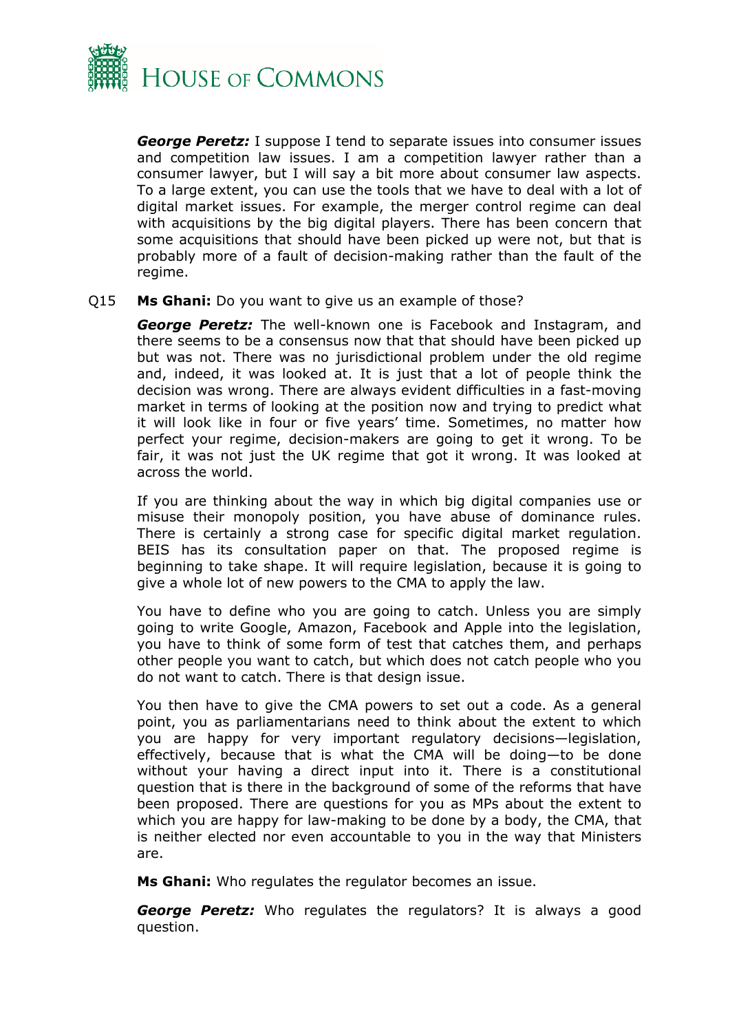***George Peretz:*** I suppose I tend to separate issues into consumer issues and competition law issues. I am a competition lawyer rather than a consumer lawyer, but I will say a bit more about consumer law aspects. To a large extent, you can use the tools that we have to deal with a lot of digital market issues. For example, the merger control regime can deal with acquisitions by the big digital players. There has been concern that some acquisitions that should have been picked up were not, but that is probably more of a fault of decision-making rather than the fault of the regime.

Q15 **Ms Ghani:** Do you want to give us an example of those?

***George Peretz:*** The well-known one is Facebook and Instagram, and there seems to be a consensus now that that should have been picked up but was not. There was no jurisdictional problem under the old regime and, indeed, it was looked at. It is just that a lot of people think the decision was wrong. There are always evident difficulties in a fast-moving market in terms of looking at the position now and trying to predict what it will look like in four or five years' time. Sometimes, no matter how perfect your regime, decision-makers are going to get it wrong. To be fair, it was not just the UK regime that got it wrong. It was looked at across the world.

If you are thinking about the way in which big digital companies use or misuse their monopoly position, you have abuse of dominance rules. There is certainly a strong case for specific digital market regulation. BEIS has its consultation paper on that. The proposed regime is beginning to take shape. It will require legislation, because it is going to give a whole lot of new powers to the CMA to apply the law.

You have to define who you are going to catch. Unless you are simply going to write Google, Amazon, Facebook and Apple into the legislation, you have to think of some form of test that catches them, and perhaps other people you want to catch, but which does not catch people who you do not want to catch. There is that design issue.

You then have to give the CMA powers to set out a code. As a general point, you as parliamentarians need to think about the extent to which you are happy for very important regulatory decisions—legislation, effectively, because that is what the CMA will be doing—to be done without your having a direct input into it. There is a constitutional question that is there in the background of some of the reforms that have been proposed. There are questions for you as MPs about the extent to which you are happy for law-making to be done by a body, the CMA, that is neither elected nor even accountable to you in the way that Ministers are.

**Ms Ghani:** Who regulates the regulator becomes an issue.

***George Peretz:*** Who regulates the regulators? It is always a good question.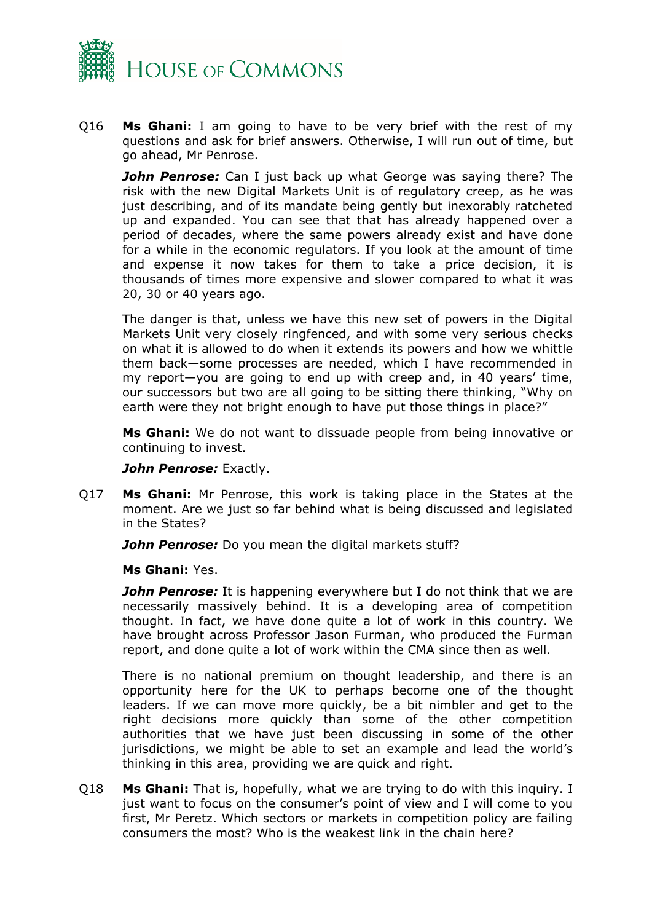Q16 **Ms Ghani:** I am going to have to be very brief with the rest of my questions and ask for brief answers. Otherwise, I will run out of time, but go ahead, Mr Penrose.

***John Penrose:*** Can I just back up what George was saying there? The risk with the new Digital Markets Unit is of regulatory creep, as he was just describing, and of its mandate being gently but inexorably ratcheted up and expanded. You can see that that has already happened over a period of decades, where the same powers already exist and have done for a while in the economic regulators. If you look at the amount of time and expense it now takes for them to take a price decision, it is thousands of times more expensive and slower compared to what it was 20, 30 or 40 years ago.

The danger is that, unless we have this new set of powers in the Digital Markets Unit very closely ringfenced, and with some very serious checks on what it is allowed to do when it extends its powers and how we whittle them back—some processes are needed, which I have recommended in my report—you are going to end up with creep and, in 40 years' time, our successors but two are all going to be sitting there thinking, "Why on earth were they not bright enough to have put those things in place?"

**Ms Ghani:** We do not want to dissuade people from being innovative or continuing to invest.

***John Penrose:*** Exactly.

Q17 **Ms Ghani:** Mr Penrose, this work is taking place in the States at the moment. Are we just so far behind what is being discussed and legislated in the States?

***John Penrose:*** Do you mean the digital markets stuff?

**Ms Ghani:** Yes.

***John Penrose:*** It is happening everywhere but I do not think that we are necessarily massively behind. It is a developing area of competition thought. In fact, we have done quite a lot of work in this country. We have brought across Professor Jason Furman, who produced the Furman report, and done quite a lot of work within the CMA since then as well.

There is no national premium on thought leadership, and there is an opportunity here for the UK to perhaps become one of the thought leaders. If we can move more quickly, be a bit nimbler and get to the right decisions more quickly than some of the other competition authorities that we have just been discussing in some of the other jurisdictions, we might be able to set an example and lead the world's thinking in this area, providing we are quick and right.

Q18 **Ms Ghani:** That is, hopefully, what we are trying to do with this inquiry. I just want to focus on the consumer's point of view and I will come to you first, Mr Peretz. Which sectors or markets in competition policy are failing consumers the most? Who is the weakest link in the chain here?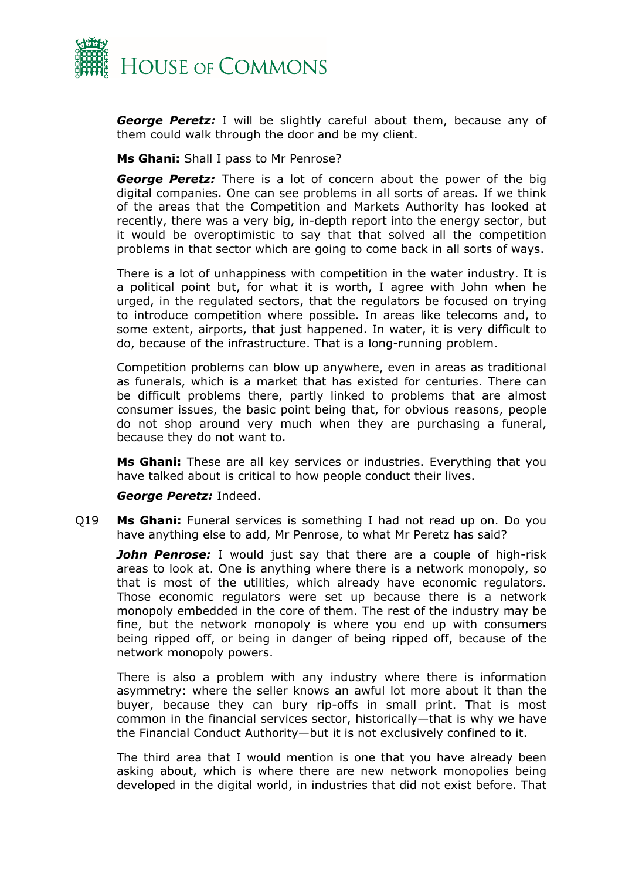***George Peretz:*** I will be slightly careful about them, because any of them could walk through the door and be my client.

**Ms Ghani:** Shall I pass to Mr Penrose?

***George Peretz:*** There is a lot of concern about the power of the big digital companies. One can see problems in all sorts of areas. If we think of the areas that the Competition and Markets Authority has looked at recently, there was a very big, in-depth report into the energy sector, but it would be overoptimistic to say that that solved all the competition problems in that sector which are going to come back in all sorts of ways.

There is a lot of unhappiness with competition in the water industry. It is a political point but, for what it is worth, I agree with John when he urged, in the regulated sectors, that the regulators be focused on trying to introduce competition where possible. In areas like telecoms and, to some extent, airports, that just happened. In water, it is very difficult to do, because of the infrastructure. That is a long-running problem.

Competition problems can blow up anywhere, even in areas as traditional as funerals, which is a market that has existed for centuries. There can be difficult problems there, partly linked to problems that are almost consumer issues, the basic point being that, for obvious reasons, people do not shop around very much when they are purchasing a funeral, because they do not want to.

**Ms Ghani:** These are all key services or industries. Everything that you have talked about is critical to how people conduct their lives.

***George Peretz:*** Indeed.

Q19 **Ms Ghani:** Funeral services is something I had not read up on. Do you have anything else to add, Mr Penrose, to what Mr Peretz has said?

***John Penrose:*** I would just say that there are a couple of high-risk areas to look at. One is anything where there is a network monopoly, so that is most of the utilities, which already have economic regulators. Those economic regulators were set up because there is a network monopoly embedded in the core of them. The rest of the industry may be fine, but the network monopoly is where you end up with consumers being ripped off, or being in danger of being ripped off, because of the network monopoly powers.

There is also a problem with any industry where there is information asymmetry: where the seller knows an awful lot more about it than the buyer, because they can bury rip-offs in small print. That is most common in the financial services sector, historically—that is why we have the Financial Conduct Authority—but it is not exclusively confined to it.

The third area that I would mention is one that you have already been asking about, which is where there are new network monopolies being developed in the digital world, in industries that did not exist before. That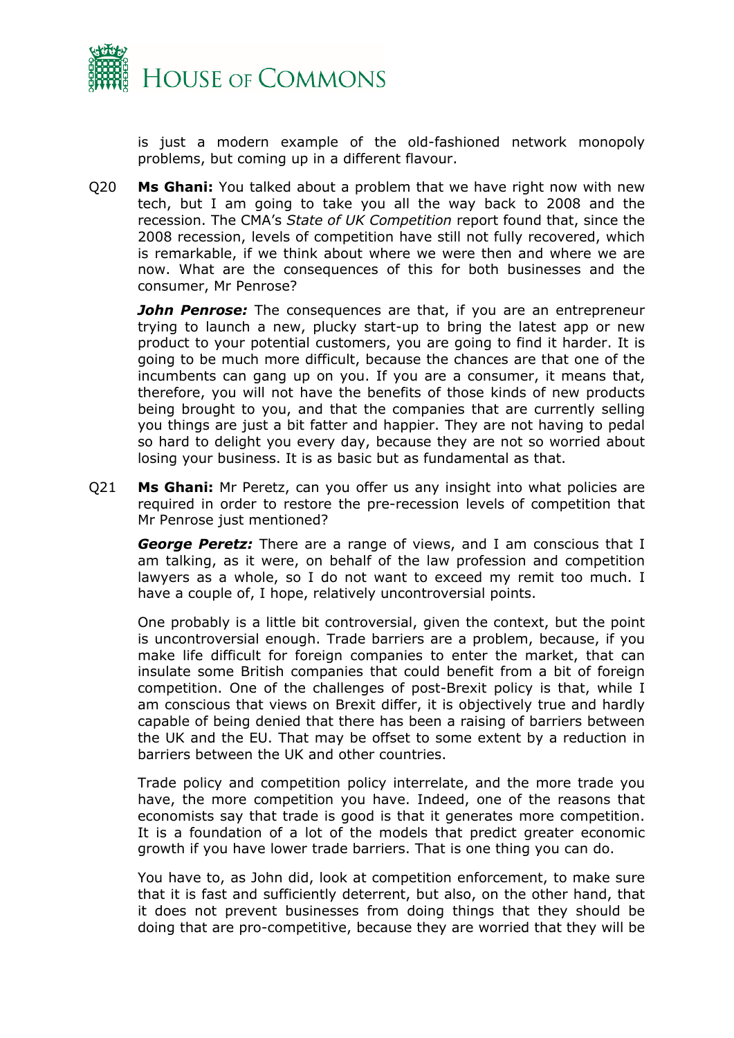is just a modern example of the old-fashioned network monopoly problems, but coming up in a different flavour.

Q20 **Ms Ghani:** You talked about a problem that we have right now with new tech, but I am going to take you all the way back to 2008 and the recession. The CMA's *State of UK Competition* report found that, since the 2008 recession, levels of competition have still not fully recovered, which is remarkable, if we think about where we were then and where we are now. What are the consequences of this for both businesses and the consumer, Mr Penrose?

***John Penrose:*** The consequences are that, if you are an entrepreneur trying to launch a new, plucky start-up to bring the latest app or new product to your potential customers, you are going to find it harder. It is going to be much more difficult, because the chances are that one of the incumbents can gang up on you. If you are a consumer, it means that, therefore, you will not have the benefits of those kinds of new products being brought to you, and that the companies that are currently selling you things are just a bit fatter and happier. They are not having to pedal so hard to delight you every day, because they are not so worried about losing your business. It is as basic but as fundamental as that.

Q21 **Ms Ghani:** Mr Peretz, can you offer us any insight into what policies are required in order to restore the pre-recession levels of competition that Mr Penrose just mentioned?

***George Peretz:*** There are a range of views, and I am conscious that I am talking, as it were, on behalf of the law profession and competition lawyers as a whole, so I do not want to exceed my remit too much. I have a couple of, I hope, relatively uncontroversial points.

One probably is a little bit controversial, given the context, but the point is uncontroversial enough. Trade barriers are a problem, because, if you make life difficult for foreign companies to enter the market, that can insulate some British companies that could benefit from a bit of foreign competition. One of the challenges of post-Brexit policy is that, while I am conscious that views on Brexit differ, it is objectively true and hardly capable of being denied that there has been a raising of barriers between the UK and the EU. That may be offset to some extent by a reduction in barriers between the UK and other countries.

Trade policy and competition policy interrelate, and the more trade you have, the more competition you have. Indeed, one of the reasons that economists say that trade is good is that it generates more competition. It is a foundation of a lot of the models that predict greater economic growth if you have lower trade barriers. That is one thing you can do.

You have to, as John did, look at competition enforcement, to make sure that it is fast and sufficiently deterrent, but also, on the other hand, that it does not prevent businesses from doing things that they should be doing that are pro-competitive, because they are worried that they will be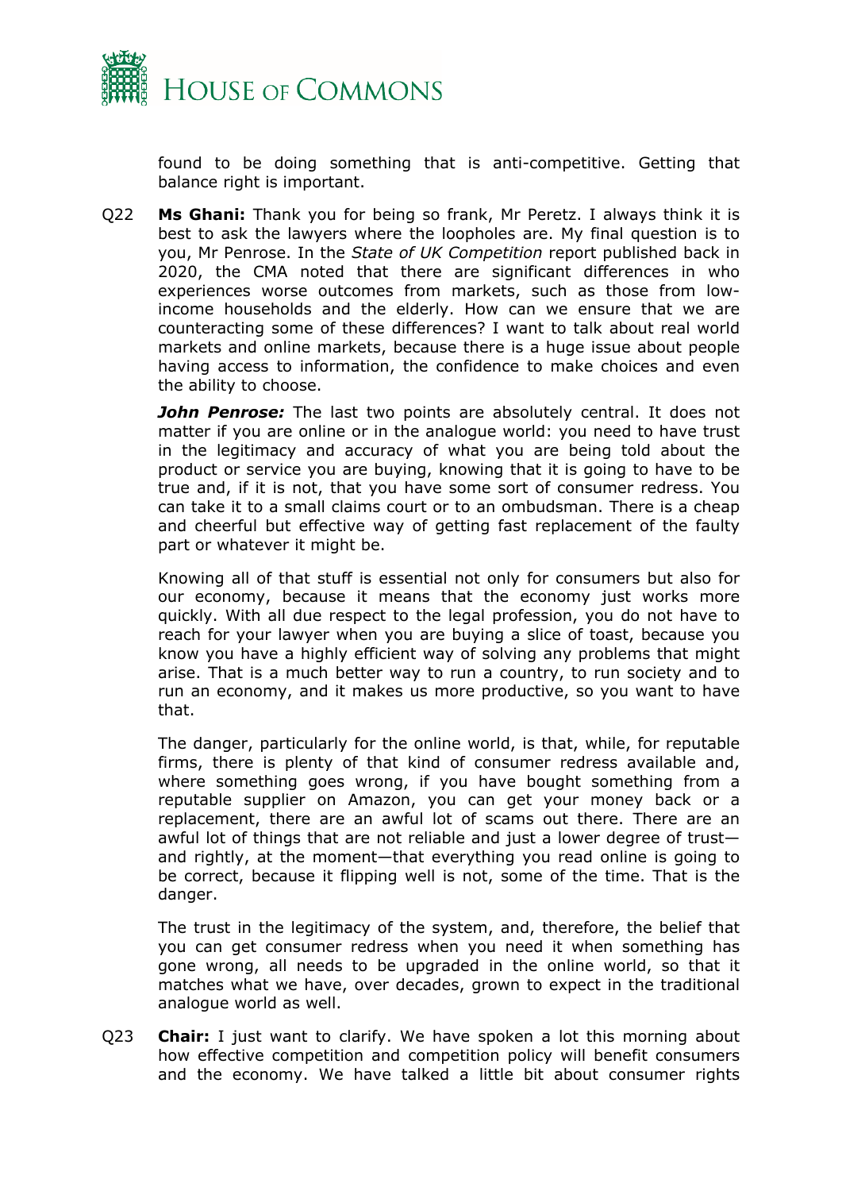found to be doing something that is anti-competitive. Getting that balance right is important.

Q22 **Ms Ghani:** Thank you for being so frank, Mr Peretz. I always think it is best to ask the lawyers where the loopholes are. My final question is to you, Mr Penrose. In the *State of UK Competition* report published back in 2020, the CMA noted that there are significant differences in who experiences worse outcomes from markets, such as those from low-income households and the elderly. How can we ensure that we are counteracting some of these differences? I want to talk about real world markets and online markets, because there is a huge issue about people having access to information, the confidence to make choices and even the ability to choose.

***John Penrose:*** The last two points are absolutely central. It does not matter if you are online or in the analogue world: you need to have trust in the legitimacy and accuracy of what you are being told about the product or service you are buying, knowing that it is going to have to be true and, if it is not, that you have some sort of consumer redress. You can take it to a small claims court or to an ombudsman. There is a cheap and cheerful but effective way of getting fast replacement of the faulty part or whatever it might be.

Knowing all of that stuff is essential not only for consumers but also for our economy, because it means that the economy just works more quickly. With all due respect to the legal profession, you do not have to reach for your lawyer when you are buying a slice of toast, because you know you have a highly efficient way of solving any problems that might arise. That is a much better way to run a country, to run society and to run an economy, and it makes us more productive, so you want to have that.

The danger, particularly for the online world, is that, while, for reputable firms, there is plenty of that kind of consumer redress available and, where something goes wrong, if you have bought something from a reputable supplier on Amazon, you can get your money back or a replacement, there are an awful lot of scams out there. There are an awful lot of things that are not reliable and just a lower degree of trust—and rightly, at the moment—that everything you read online is going to be correct, because it flipping well is not, some of the time. That is the danger.

The trust in the legitimacy of the system, and, therefore, the belief that you can get consumer redress when you need it when something has gone wrong, all needs to be upgraded in the online world, so that it matches what we have, over decades, grown to expect in the traditional analogue world as well.

Q23 **Chair:** I just want to clarify. We have spoken a lot this morning about how effective competition and competition policy will benefit consumers and the economy. We have talked a little bit about consumer rights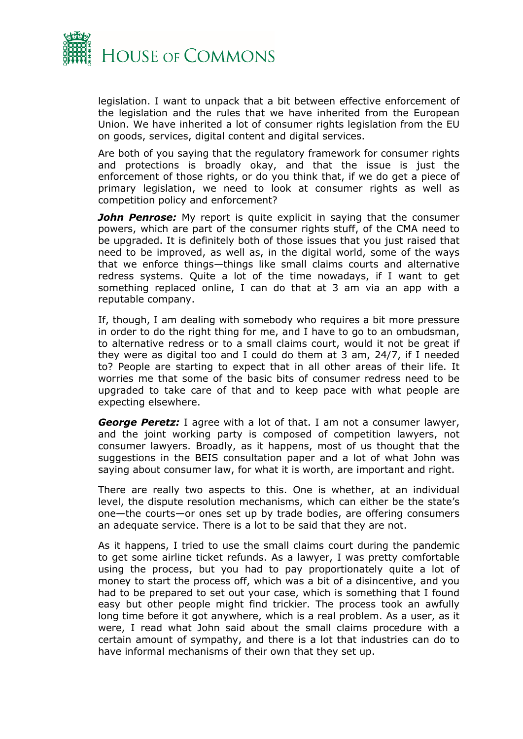legislation. I want to unpack that a bit between effective enforcement of the legislation and the rules that we have inherited from the European Union. We have inherited a lot of consumer rights legislation from the EU on goods, services, digital content and digital services.

Are both of you saying that the regulatory framework for consumer rights and protections is broadly okay, and that the issue is just the enforcement of those rights, or do you think that, if we do get a piece of primary legislation, we need to look at consumer rights as well as competition policy and enforcement?

***John Penrose:*** My report is quite explicit in saying that the consumer powers, which are part of the consumer rights stuff, of the CMA need to be upgraded. It is definitely both of those issues that you just raised that need to be improved, as well as, in the digital world, some of the ways that we enforce things—things like small claims courts and alternative redress systems. Quite a lot of the time nowadays, if I want to get something replaced online, I can do that at 3 am via an app with a reputable company.

If, though, I am dealing with somebody who requires a bit more pressure in order to do the right thing for me, and I have to go to an ombudsman, to alternative redress or to a small claims court, would it not be great if they were as digital too and I could do them at 3 am, 24/7, if I needed to? People are starting to expect that in all other areas of their life. It worries me that some of the basic bits of consumer redress need to be upgraded to take care of that and to keep pace with what people are expecting elsewhere.

***George Peretz:*** I agree with a lot of that. I am not a consumer lawyer, and the joint working party is composed of competition lawyers, not consumer lawyers. Broadly, as it happens, most of us thought that the suggestions in the BEIS consultation paper and a lot of what John was saying about consumer law, for what it is worth, are important and right.

There are really two aspects to this. One is whether, at an individual level, the dispute resolution mechanisms, which can either be the state's one—the courts—or ones set up by trade bodies, are offering consumers an adequate service. There is a lot to be said that they are not.

As it happens, I tried to use the small claims court during the pandemic to get some airline ticket refunds. As a lawyer, I was pretty comfortable using the process, but you had to pay proportionately quite a lot of money to start the process off, which was a bit of a disincentive, and you had to be prepared to set out your case, which is something that I found easy but other people might find trickier. The process took an awfully long time before it got anywhere, which is a real problem. As a user, as it were, I read what John said about the small claims procedure with a certain amount of sympathy, and there is a lot that industries can do to have informal mechanisms of their own that they set up.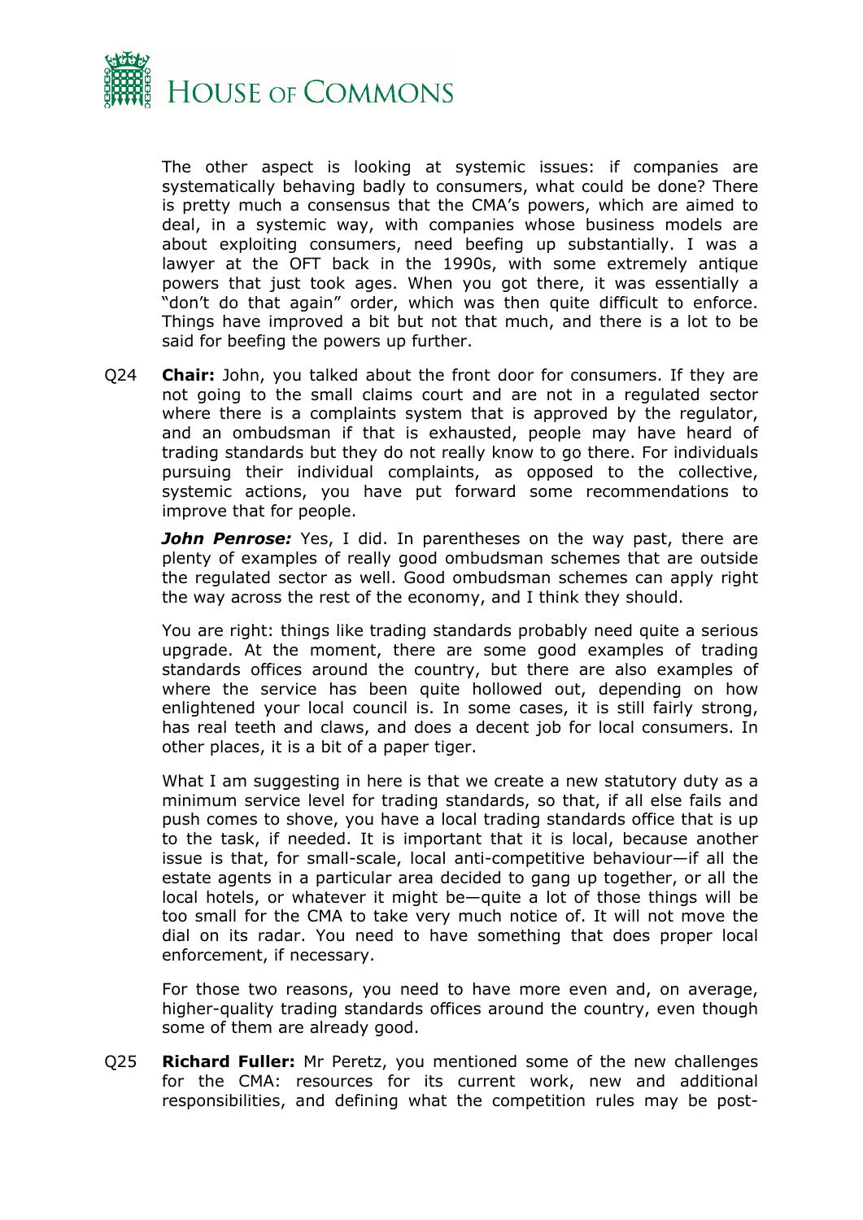The other aspect is looking at systemic issues: if companies are systematically behaving badly to consumers, what could be done? There is pretty much a consensus that the CMA's powers, which are aimed to deal, in a systemic way, with companies whose business models are about exploiting consumers, need beefing up substantially. I was a lawyer at the OFT back in the 1990s, with some extremely antique powers that just took ages. When you got there, it was essentially a "don't do that again" order, which was then quite difficult to enforce. Things have improved a bit but not that much, and there is a lot to be said for beefing the powers up further.

Q24 **Chair:** John, you talked about the front door for consumers. If they are not going to the small claims court and are not in a regulated sector where there is a complaints system that is approved by the regulator, and an ombudsman if that is exhausted, people may have heard of trading standards but they do not really know to go there. For individuals pursuing their individual complaints, as opposed to the collective, systemic actions, you have put forward some recommendations to improve that for people.

***John Penrose:*** Yes, I did. In parentheses on the way past, there are plenty of examples of really good ombudsman schemes that are outside the regulated sector as well. Good ombudsman schemes can apply right the way across the rest of the economy, and I think they should.

You are right: things like trading standards probably need quite a serious upgrade. At the moment, there are some good examples of trading standards offices around the country, but there are also examples of where the service has been quite hollowed out, depending on how enlightened your local council is. In some cases, it is still fairly strong, has real teeth and claws, and does a decent job for local consumers. In other places, it is a bit of a paper tiger.

What I am suggesting in here is that we create a new statutory duty as a minimum service level for trading standards, so that, if all else fails and push comes to shove, you have a local trading standards office that is up to the task, if needed. It is important that it is local, because another issue is that, for small-scale, local anti-competitive behaviour—if all the estate agents in a particular area decided to gang up together, or all the local hotels, or whatever it might be—quite a lot of those things will be too small for the CMA to take very much notice of. It will not move the dial on its radar. You need to have something that does proper local enforcement, if necessary.

For those two reasons, you need to have more even and, on average, higher-quality trading standards offices around the country, even though some of them are already good.

Q25 **Richard Fuller:** Mr Peretz, you mentioned some of the new challenges for the CMA: resources for its current work, new and additional responsibilities, and defining what the competition rules may be post-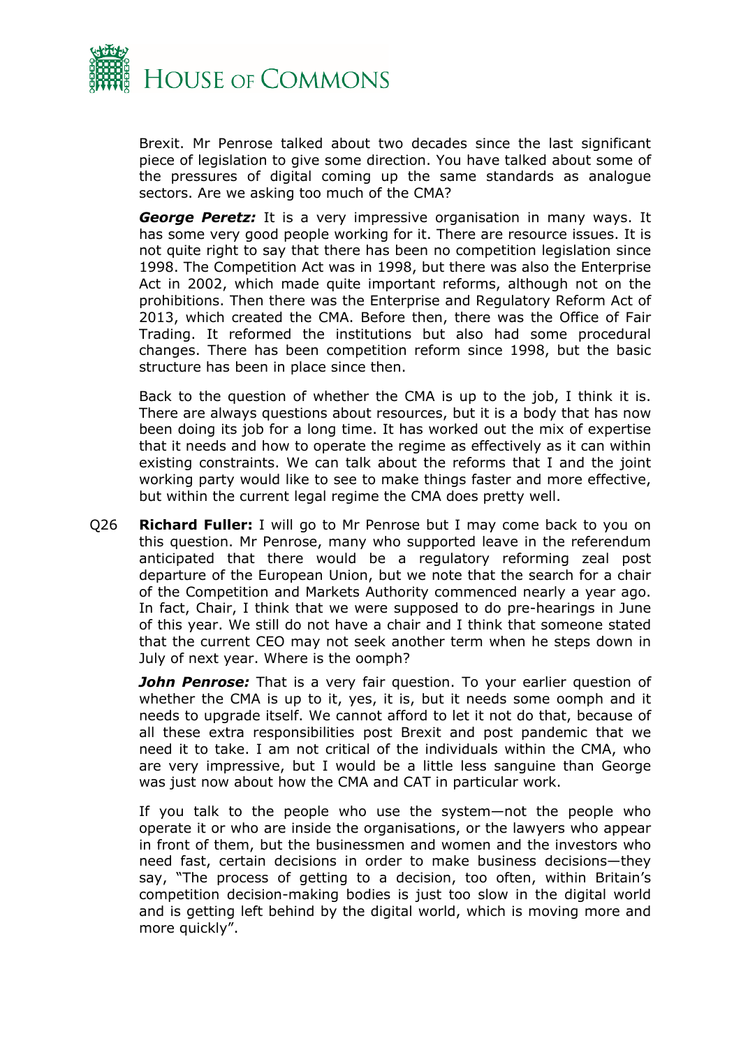Brexit. Mr Penrose talked about two decades since the last significant piece of legislation to give some direction. You have talked about some of the pressures of digital coming up the same standards as analogue sectors. Are we asking too much of the CMA?

***George Peretz:*** It is a very impressive organisation in many ways. It has some very good people working for it. There are resource issues. It is not quite right to say that there has been no competition legislation since 1998. The Competition Act was in 1998, but there was also the Enterprise Act in 2002, which made quite important reforms, although not on the prohibitions. Then there was the Enterprise and Regulatory Reform Act of 2013, which created the CMA. Before then, there was the Office of Fair Trading. It reformed the institutions but also had some procedural changes. There has been competition reform since 1998, but the basic structure has been in place since then.

Back to the question of whether the CMA is up to the job, I think it is. There are always questions about resources, but it is a body that has now been doing its job for a long time. It has worked out the mix of expertise that it needs and how to operate the regime as effectively as it can within existing constraints. We can talk about the reforms that I and the joint working party would like to see to make things faster and more effective, but within the current legal regime the CMA does pretty well.

Q26 **Richard Fuller:** I will go to Mr Penrose but I may come back to you on this question. Mr Penrose, many who supported leave in the referendum anticipated that there would be a regulatory reforming zeal post departure of the European Union, but we note that the search for a chair of the Competition and Markets Authority commenced nearly a year ago. In fact, Chair, I think that we were supposed to do pre-hearings in June of this year. We still do not have a chair and I think that someone stated that the current CEO may not seek another term when he steps down in July of next year. Where is the oomph?

***John Penrose:*** That is a very fair question. To your earlier question of whether the CMA is up to it, yes, it is, but it needs some oomph and it needs to upgrade itself. We cannot afford to let it not do that, because of all these extra responsibilities post Brexit and post pandemic that we need it to take. I am not critical of the individuals within the CMA, who are very impressive, but I would be a little less sanguine than George was just now about how the CMA and CAT in particular work.

If you talk to the people who use the system—not the people who operate it or who are inside the organisations, or the lawyers who appear in front of them, but the businessmen and women and the investors who need fast, certain decisions in order to make business decisions—they say, "The process of getting to a decision, too often, within Britain's competition decision-making bodies is just too slow in the digital world and is getting left behind by the digital world, which is moving more and more quickly".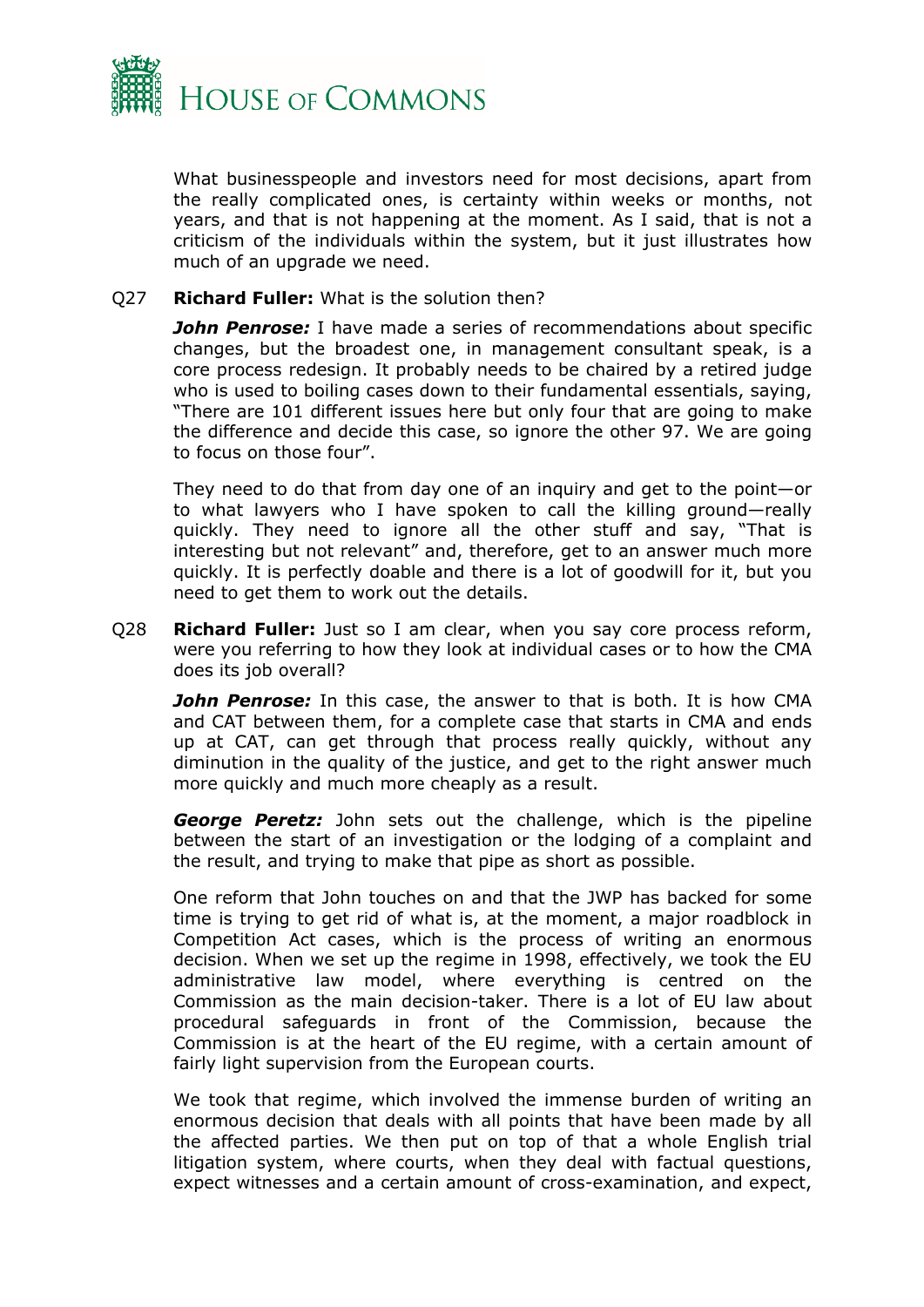What businesspeople and investors need for most decisions, apart from the really complicated ones, is certainty within weeks or months, not years, and that is not happening at the moment. As I said, that is not a criticism of the individuals within the system, but it just illustrates how much of an upgrade we need.

Q27 **Richard Fuller:** What is the solution then?

***John Penrose:*** I have made a series of recommendations about specific changes, but the broadest one, in management consultant speak, is a core process redesign. It probably needs to be chaired by a retired judge who is used to boiling cases down to their fundamental essentials, saying, "There are 101 different issues here but only four that are going to make the difference and decide this case, so ignore the other 97. We are going to focus on those four".

They need to do that from day one of an inquiry and get to the point—or to what lawyers who I have spoken to call the killing ground—really quickly. They need to ignore all the other stuff and say, "That is interesting but not relevant" and, therefore, get to an answer much more quickly. It is perfectly doable and there is a lot of goodwill for it, but you need to get them to work out the details.

Q28 **Richard Fuller:** Just so I am clear, when you say core process reform, were you referring to how they look at individual cases or to how the CMA does its job overall?

***John Penrose:*** In this case, the answer to that is both. It is how CMA and CAT between them, for a complete case that starts in CMA and ends up at CAT, can get through that process really quickly, without any diminution in the quality of the justice, and get to the right answer much more quickly and much more cheaply as a result.

***George Peretz:*** John sets out the challenge, which is the pipeline between the start of an investigation or the lodging of a complaint and the result, and trying to make that pipe as short as possible.

One reform that John touches on and that the JWP has backed for some time is trying to get rid of what is, at the moment, a major roadblock in Competition Act cases, which is the process of writing an enormous decision. When we set up the regime in 1998, effectively, we took the EU administrative law model, where everything is centred on the Commission as the main decision-taker. There is a lot of EU law about procedural safeguards in front of the Commission, because the Commission is at the heart of the EU regime, with a certain amount of fairly light supervision from the European courts.

We took that regime, which involved the immense burden of writing an enormous decision that deals with all points that have been made by all the affected parties. We then put on top of that a whole English trial litigation system, where courts, when they deal with factual questions, expect witnesses and a certain amount of cross-examination, and expect,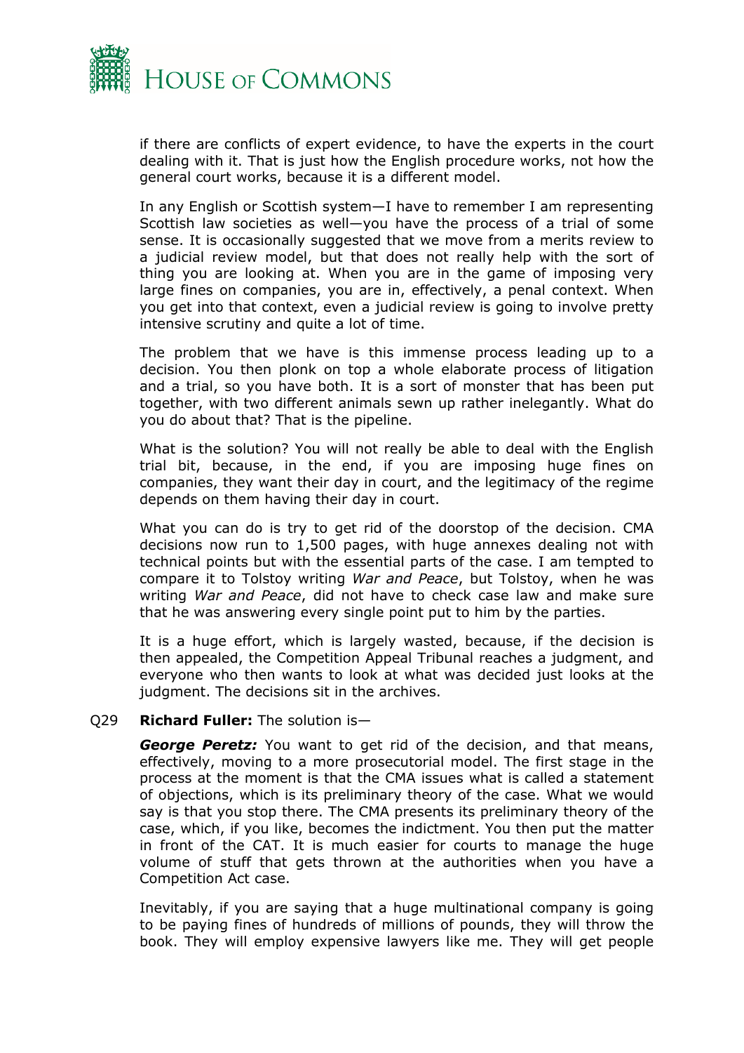if there are conflicts of expert evidence, to have the experts in the court dealing with it. That is just how the English procedure works, not how the general court works, because it is a different model.

In any English or Scottish system—I have to remember I am representing Scottish law societies as well—you have the process of a trial of some sense. It is occasionally suggested that we move from a merits review to a judicial review model, but that does not really help with the sort of thing you are looking at. When you are in the game of imposing very large fines on companies, you are in, effectively, a penal context. When you get into that context, even a judicial review is going to involve pretty intensive scrutiny and quite a lot of time.

The problem that we have is this immense process leading up to a decision. You then plonk on top a whole elaborate process of litigation and a trial, so you have both. It is a sort of monster that has been put together, with two different animals sewn up rather inelegantly. What do you do about that? That is the pipeline.

What is the solution? You will not really be able to deal with the English trial bit, because, in the end, if you are imposing huge fines on companies, they want their day in court, and the legitimacy of the regime depends on them having their day in court.

What you can do is try to get rid of the doorstop of the decision. CMA decisions now run to 1,500 pages, with huge annexes dealing not with technical points but with the essential parts of the case. I am tempted to compare it to Tolstoy writing *War and Peace*, but Tolstoy, when he was writing *War and Peace*, did not have to check case law and make sure that he was answering every single point put to him by the parties.

It is a huge effort, which is largely wasted, because, if the decision is then appealed, the Competition Appeal Tribunal reaches a judgment, and everyone who then wants to look at what was decided just looks at the judgment. The decisions sit in the archives.

Q29 **Richard Fuller:** The solution is—

***George Peretz:*** You want to get rid of the decision, and that means, effectively, moving to a more prosecutorial model. The first stage in the process at the moment is that the CMA issues what is called a statement of objections, which is its preliminary theory of the case. What we would say is that you stop there. The CMA presents its preliminary theory of the case, which, if you like, becomes the indictment. You then put the matter in front of the CAT. It is much easier for courts to manage the huge volume of stuff that gets thrown at the authorities when you have a Competition Act case.

Inevitably, if you are saying that a huge multinational company is going to be paying fines of hundreds of millions of pounds, they will throw the book. They will employ expensive lawyers like me. They will get people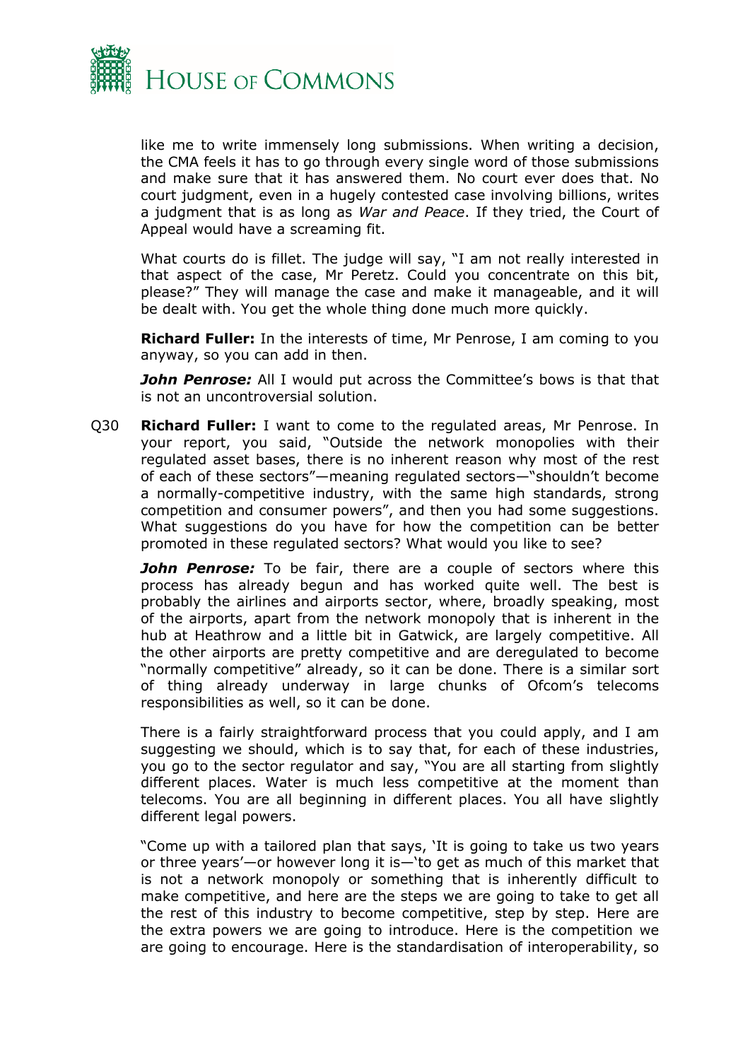like me to write immensely long submissions. When writing a decision, the CMA feels it has to go through every single word of those submissions and make sure that it has answered them. No court ever does that. No court judgment, even in a hugely contested case involving billions, writes a judgment that is as long as *War and Peace*. If they tried, the Court of Appeal would have a screaming fit.

What courts do is fillet. The judge will say, "I am not really interested in that aspect of the case, Mr Peretz. Could you concentrate on this bit, please?" They will manage the case and make it manageable, and it will be dealt with. You get the whole thing done much more quickly.

**Richard Fuller:** In the interests of time, Mr Penrose, I am coming to you anyway, so you can add in then.

***John Penrose:*** All I would put across the Committee's bows is that that is not an uncontroversial solution.

Q30 **Richard Fuller:** I want to come to the regulated areas, Mr Penrose. In your report, you said, "Outside the network monopolies with their regulated asset bases, there is no inherent reason why most of the rest of each of these sectors"—meaning regulated sectors—"shouldn't become a normally-competitive industry, with the same high standards, strong competition and consumer powers", and then you had some suggestions. What suggestions do you have for how the competition can be better promoted in these regulated sectors? What would you like to see?

***John Penrose:*** To be fair, there are a couple of sectors where this process has already begun and has worked quite well. The best is probably the airlines and airports sector, where, broadly speaking, most of the airports, apart from the network monopoly that is inherent in the hub at Heathrow and a little bit in Gatwick, are largely competitive. All the other airports are pretty competitive and are deregulated to become "normally competitive" already, so it can be done. There is a similar sort of thing already underway in large chunks of Ofcom's telecoms responsibilities as well, so it can be done.

There is a fairly straightforward process that you could apply, and I am suggesting we should, which is to say that, for each of these industries, you go to the sector regulator and say, "You are all starting from slightly different places. Water is much less competitive at the moment than telecoms. You are all beginning in different places. You all have slightly different legal powers.

"Come up with a tailored plan that says, 'It is going to take us two years or three years'—or however long it is—'to get as much of this market that is not a network monopoly or something that is inherently difficult to make competitive, and here are the steps we are going to take to get all the rest of this industry to become competitive, step by step. Here are the extra powers we are going to introduce. Here is the competition we are going to encourage. Here is the standardisation of interoperability, so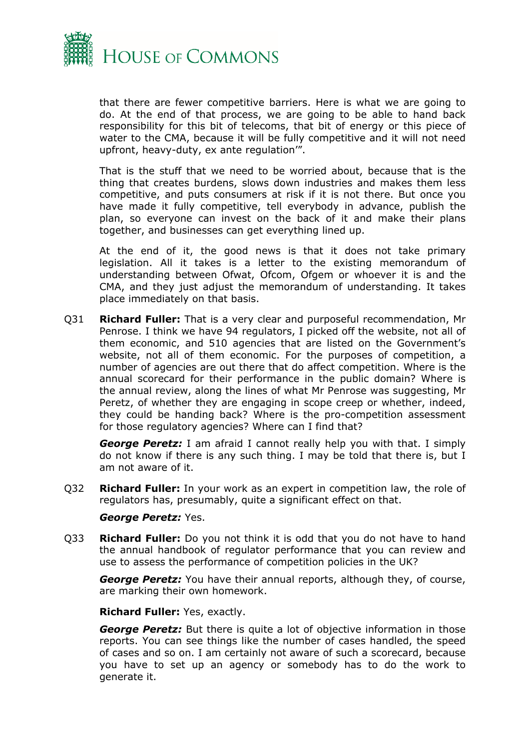that there are fewer competitive barriers. Here is what we are going to do. At the end of that process, we are going to be able to hand back responsibility for this bit of telecoms, that bit of energy or this piece of water to the CMA, because it will be fully competitive and it will not need upfront, heavy-duty, ex ante regulation'".

That is the stuff that we need to be worried about, because that is the thing that creates burdens, slows down industries and makes them less competitive, and puts consumers at risk if it is not there. But once you have made it fully competitive, tell everybody in advance, publish the plan, so everyone can invest on the back of it and make their plans together, and businesses can get everything lined up.

At the end of it, the good news is that it does not take primary legislation. All it takes is a letter to the existing memorandum of understanding between Ofwat, Ofcom, Ofgem or whoever it is and the CMA, and they just adjust the memorandum of understanding. It takes place immediately on that basis.

Q31 **Richard Fuller:** That is a very clear and purposeful recommendation, Mr Penrose. I think we have 94 regulators, I picked off the website, not all of them economic, and 510 agencies that are listed on the Government's website, not all of them economic. For the purposes of competition, a number of agencies are out there that do affect competition. Where is the annual scorecard for their performance in the public domain? Where is the annual review, along the lines of what Mr Penrose was suggesting, Mr Peretz, of whether they are engaging in scope creep or whether, indeed, they could be handing back? Where is the pro-competition assessment for those regulatory agencies? Where can I find that?

***George Peretz:*** I am afraid I cannot really help you with that. I simply do not know if there is any such thing. I may be told that there is, but I am not aware of it.

Q32 **Richard Fuller:** In your work as an expert in competition law, the role of regulators has, presumably, quite a significant effect on that.

***George Peretz:*** Yes.

Q33 **Richard Fuller:** Do you not think it is odd that you do not have to hand the annual handbook of regulator performance that you can review and use to assess the performance of competition policies in the UK?

***George Peretz:*** You have their annual reports, although they, of course, are marking their own homework.

**Richard Fuller:** Yes, exactly.

***George Peretz:*** But there is quite a lot of objective information in those reports. You can see things like the number of cases handled, the speed of cases and so on. I am certainly not aware of such a scorecard, because you have to set up an agency or somebody has to do the work to generate it.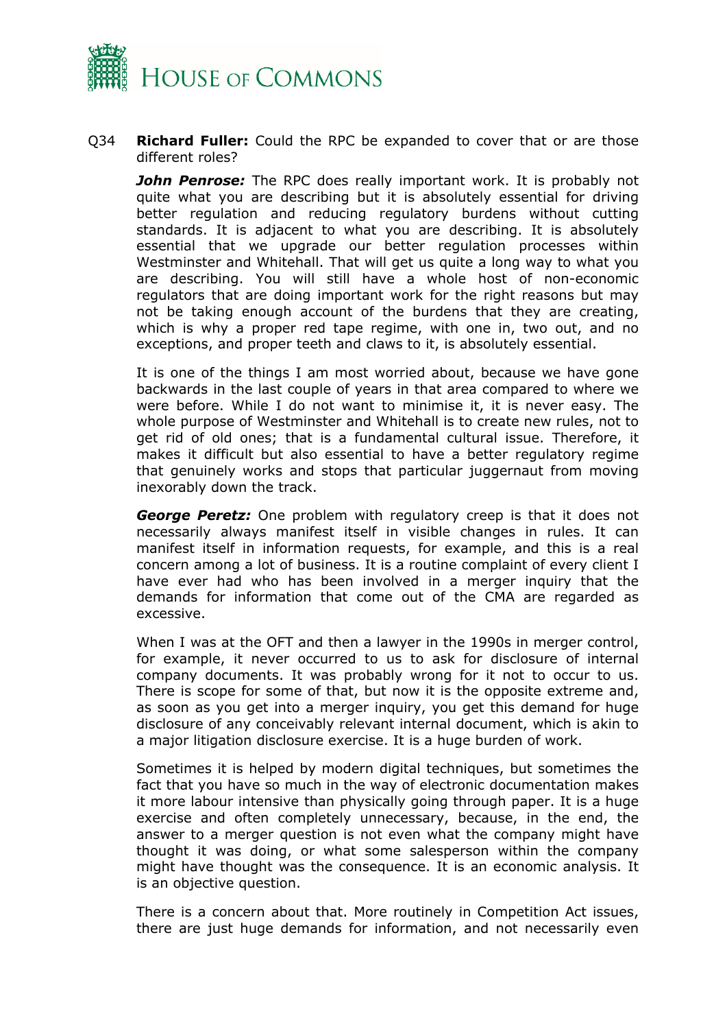Q34 **Richard Fuller:** Could the RPC be expanded to cover that or are those different roles?

***John Penrose:*** The RPC does really important work. It is probably not quite what you are describing but it is absolutely essential for driving better regulation and reducing regulatory burdens without cutting standards. It is adjacent to what you are describing. It is absolutely essential that we upgrade our better regulation processes within Westminster and Whitehall. That will get us quite a long way to what you are describing. You will still have a whole host of non-economic regulators that are doing important work for the right reasons but may not be taking enough account of the burdens that they are creating, which is why a proper red tape regime, with one in, two out, and no exceptions, and proper teeth and claws to it, is absolutely essential.

It is one of the things I am most worried about, because we have gone backwards in the last couple of years in that area compared to where we were before. While I do not want to minimise it, it is never easy. The whole purpose of Westminster and Whitehall is to create new rules, not to get rid of old ones; that is a fundamental cultural issue. Therefore, it makes it difficult but also essential to have a better regulatory regime that genuinely works and stops that particular juggernaut from moving inexorably down the track.

***George Peretz:*** One problem with regulatory creep is that it does not necessarily always manifest itself in visible changes in rules. It can manifest itself in information requests, for example, and this is a real concern among a lot of business. It is a routine complaint of every client I have ever had who has been involved in a merger inquiry that the demands for information that come out of the CMA are regarded as excessive.

When I was at the OFT and then a lawyer in the 1990s in merger control, for example, it never occurred to us to ask for disclosure of internal company documents. It was probably wrong for it not to occur to us. There is scope for some of that, but now it is the opposite extreme and, as soon as you get into a merger inquiry, you get this demand for huge disclosure of any conceivably relevant internal document, which is akin to a major litigation disclosure exercise. It is a huge burden of work.

Sometimes it is helped by modern digital techniques, but sometimes the fact that you have so much in the way of electronic documentation makes it more labour intensive than physically going through paper. It is a huge exercise and often completely unnecessary, because, in the end, the answer to a merger question is not even what the company might have thought it was doing, or what some salesperson within the company might have thought was the consequence. It is an economic analysis. It is an objective question.

There is a concern about that. More routinely in Competition Act issues, there are just huge demands for information, and not necessarily even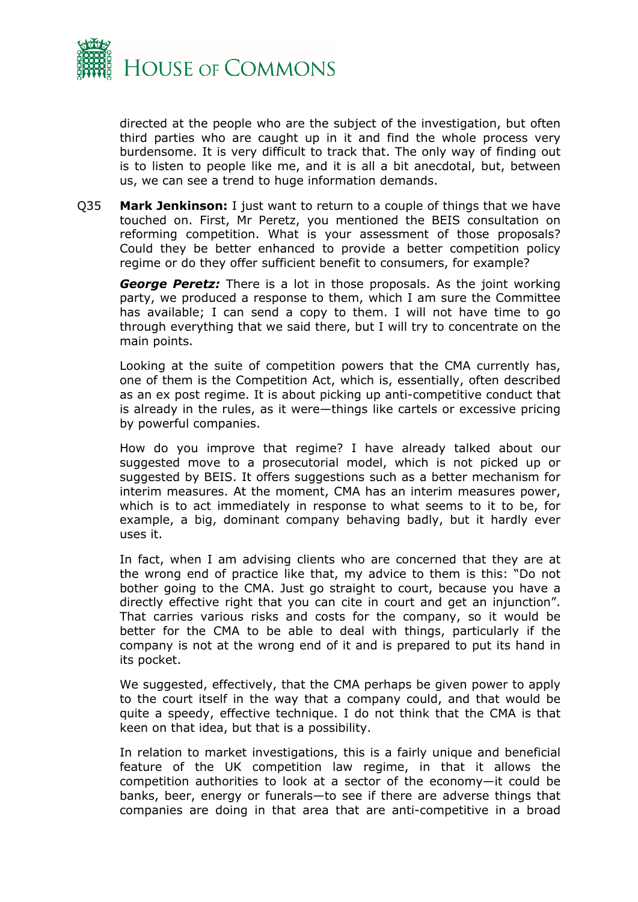directed at the people who are the subject of the investigation, but often third parties who are caught up in it and find the whole process very burdensome. It is very difficult to track that. The only way of finding out is to listen to people like me, and it is all a bit anecdotal, but, between us, we can see a trend to huge information demands.

Q35 **Mark Jenkinson:** I just want to return to a couple of things that we have touched on. First, Mr Peretz, you mentioned the BEIS consultation on reforming competition. What is your assessment of those proposals? Could they be better enhanced to provide a better competition policy regime or do they offer sufficient benefit to consumers, for example?

***George Peretz:*** There is a lot in those proposals. As the joint working party, we produced a response to them, which I am sure the Committee has available; I can send a copy to them. I will not have time to go through everything that we said there, but I will try to concentrate on the main points.

Looking at the suite of competition powers that the CMA currently has, one of them is the Competition Act, which is, essentially, often described as an ex post regime. It is about picking up anti-competitive conduct that is already in the rules, as it were—things like cartels or excessive pricing by powerful companies.

How do you improve that regime? I have already talked about our suggested move to a prosecutorial model, which is not picked up or suggested by BEIS. It offers suggestions such as a better mechanism for interim measures. At the moment, CMA has an interim measures power, which is to act immediately in response to what seems to it to be, for example, a big, dominant company behaving badly, but it hardly ever uses it.

In fact, when I am advising clients who are concerned that they are at the wrong end of practice like that, my advice to them is this: "Do not bother going to the CMA. Just go straight to court, because you have a directly effective right that you can cite in court and get an injunction". That carries various risks and costs for the company, so it would be better for the CMA to be able to deal with things, particularly if the company is not at the wrong end of it and is prepared to put its hand in its pocket.

We suggested, effectively, that the CMA perhaps be given power to apply to the court itself in the way that a company could, and that would be quite a speedy, effective technique. I do not think that the CMA is that keen on that idea, but that is a possibility.

In relation to market investigations, this is a fairly unique and beneficial feature of the UK competition law regime, in that it allows the competition authorities to look at a sector of the economy—it could be banks, beer, energy or funerals—to see if there are adverse things that companies are doing in that area that are anti-competitive in a broad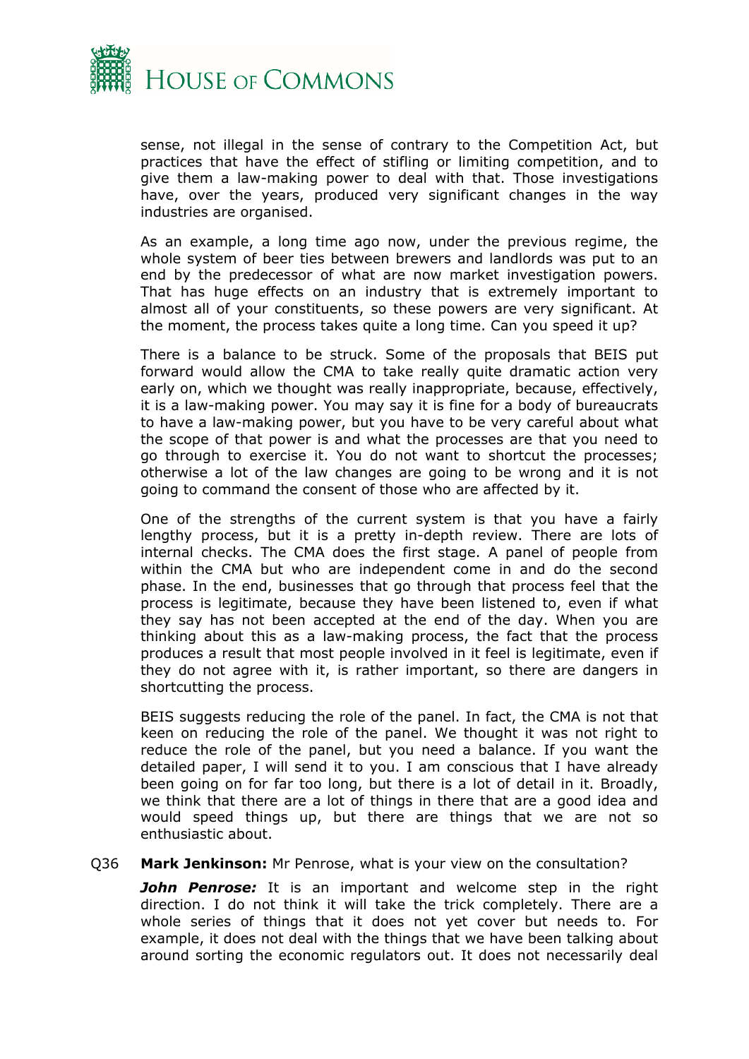sense, not illegal in the sense of contrary to the Competition Act, but practices that have the effect of stifling or limiting competition, and to give them a law-making power to deal with that. Those investigations have, over the years, produced very significant changes in the way industries are organised.

As an example, a long time ago now, under the previous regime, the whole system of beer ties between brewers and landlords was put to an end by the predecessor of what are now market investigation powers. That has huge effects on an industry that is extremely important to almost all of your constituents, so these powers are very significant. At the moment, the process takes quite a long time. Can you speed it up?

There is a balance to be struck. Some of the proposals that BEIS put forward would allow the CMA to take really quite dramatic action very early on, which we thought was really inappropriate, because, effectively, it is a law-making power. You may say it is fine for a body of bureaucrats to have a law-making power, but you have to be very careful about what the scope of that power is and what the processes are that you need to go through to exercise it. You do not want to shortcut the processes; otherwise a lot of the law changes are going to be wrong and it is not going to command the consent of those who are affected by it.

One of the strengths of the current system is that you have a fairly lengthy process, but it is a pretty in-depth review. There are lots of internal checks. The CMA does the first stage. A panel of people from within the CMA but who are independent come in and do the second phase. In the end, businesses that go through that process feel that the process is legitimate, because they have been listened to, even if what they say has not been accepted at the end of the day. When you are thinking about this as a law-making process, the fact that the process produces a result that most people involved in it feel is legitimate, even if they do not agree with it, is rather important, so there are dangers in shortcutting the process.

BEIS suggests reducing the role of the panel. In fact, the CMA is not that keen on reducing the role of the panel. We thought it was not right to reduce the role of the panel, but you need a balance. If you want the detailed paper, I will send it to you. I am conscious that I have already been going on for far too long, but there is a lot of detail in it. Broadly, we think that there are a lot of things in there that are a good idea and would speed things up, but there are things that we are not so enthusiastic about.

Q36 **Mark Jenkinson:** Mr Penrose, what is your view on the consultation?

***John Penrose:*** It is an important and welcome step in the right direction. I do not think it will take the trick completely. There are a whole series of things that it does not yet cover but needs to. For example, it does not deal with the things that we have been talking about around sorting the economic regulators out. It does not necessarily deal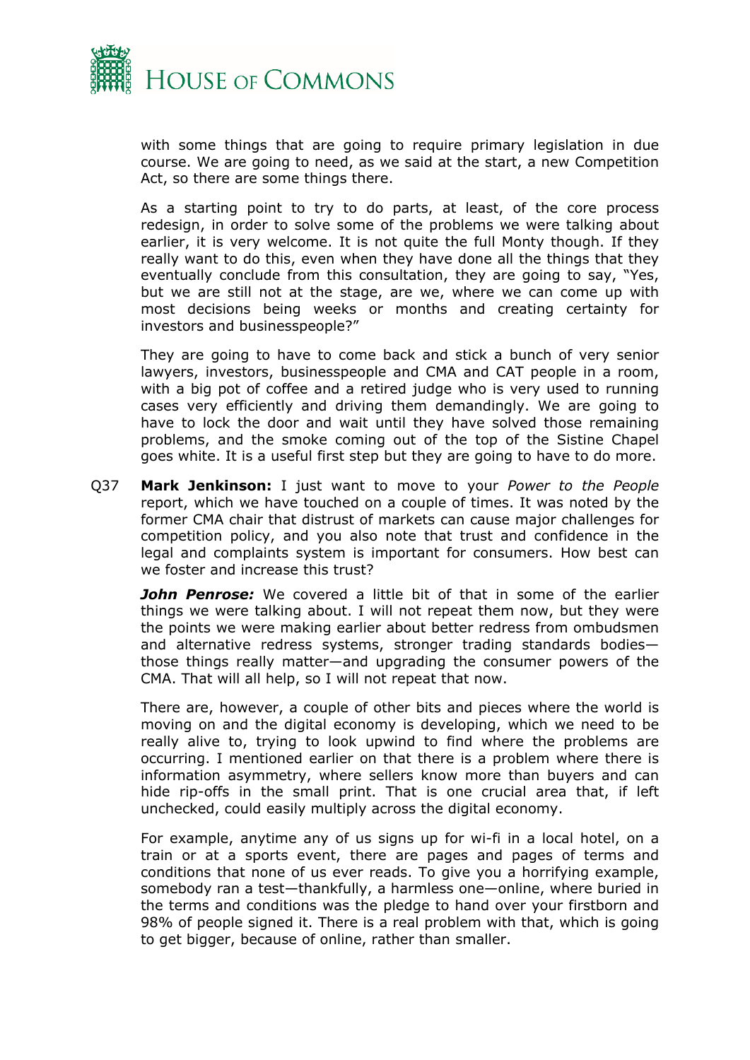with some things that are going to require primary legislation in due course. We are going to need, as we said at the start, a new Competition Act, so there are some things there.

As a starting point to try to do parts, at least, of the core process redesign, in order to solve some of the problems we were talking about earlier, it is very welcome. It is not quite the full Monty though. If they really want to do this, even when they have done all the things that they eventually conclude from this consultation, they are going to say, "Yes, but we are still not at the stage, are we, where we can come up with most decisions being weeks or months and creating certainty for investors and businesspeople?"

They are going to have to come back and stick a bunch of very senior lawyers, investors, businesspeople and CMA and CAT people in a room, with a big pot of coffee and a retired judge who is very used to running cases very efficiently and driving them demandingly. We are going to have to lock the door and wait until they have solved those remaining problems, and the smoke coming out of the top of the Sistine Chapel goes white. It is a useful first step but they are going to have to do more.

Q37 **Mark Jenkinson:** I just want to move to your *Power to the People* report, which we have touched on a couple of times. It was noted by the former CMA chair that distrust of markets can cause major challenges for competition policy, and you also note that trust and confidence in the legal and complaints system is important for consumers. How best can we foster and increase this trust?

***John Penrose:*** We covered a little bit of that in some of the earlier things we were talking about. I will not repeat them now, but they were the points we were making earlier about better redress from ombudsmen and alternative redress systems, stronger trading standards bodies—those things really matter—and upgrading the consumer powers of the CMA. That will all help, so I will not repeat that now.

There are, however, a couple of other bits and pieces where the world is moving on and the digital economy is developing, which we need to be really alive to, trying to look upwind to find where the problems are occurring. I mentioned earlier on that there is a problem where there is information asymmetry, where sellers know more than buyers and can hide rip-offs in the small print. That is one crucial area that, if left unchecked, could easily multiply across the digital economy.

For example, anytime any of us signs up for wi-fi in a local hotel, on a train or at a sports event, there are pages and pages of terms and conditions that none of us ever reads. To give you a horrifying example, somebody ran a test—thankfully, a harmless one—online, where buried in the terms and conditions was the pledge to hand over your firstborn and 98% of people signed it. There is a real problem with that, which is going to get bigger, because of online, rather than smaller.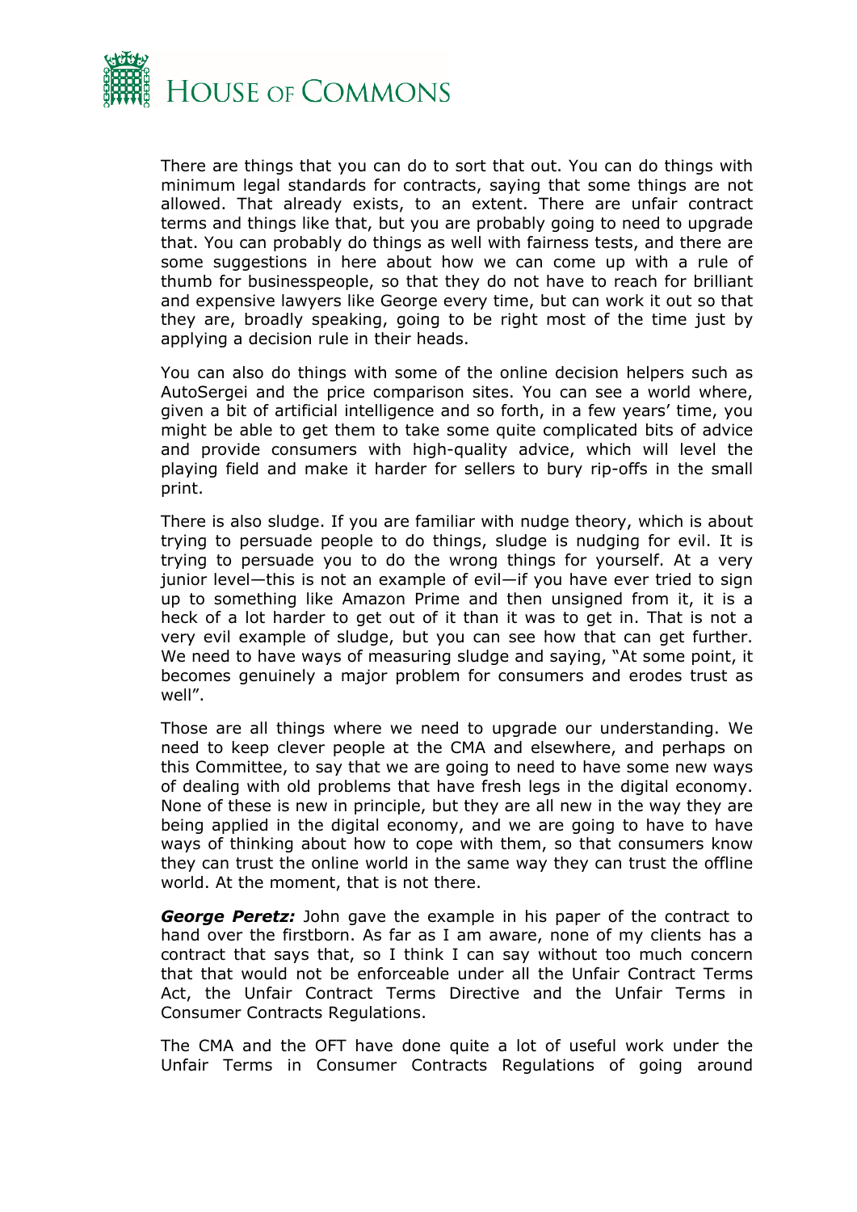There are things that you can do to sort that out. You can do things with minimum legal standards for contracts, saying that some things are not allowed. That already exists, to an extent. There are unfair contract terms and things like that, but you are probably going to need to upgrade that. You can probably do things as well with fairness tests, and there are some suggestions in here about how we can come up with a rule of thumb for businesspeople, so that they do not have to reach for brilliant and expensive lawyers like George every time, but can work it out so that they are, broadly speaking, going to be right most of the time just by applying a decision rule in their heads.

You can also do things with some of the online decision helpers such as AutoSergei and the price comparison sites. You can see a world where, given a bit of artificial intelligence and so forth, in a few years' time, you might be able to get them to take some quite complicated bits of advice and provide consumers with high-quality advice, which will level the playing field and make it harder for sellers to bury rip-offs in the small print.

There is also sludge. If you are familiar with nudge theory, which is about trying to persuade people to do things, sludge is nudging for evil. It is trying to persuade you to do the wrong things for yourself. At a very junior level—this is not an example of evil—if you have ever tried to sign up to something like Amazon Prime and then unsigned from it, it is a heck of a lot harder to get out of it than it was to get in. That is not a very evil example of sludge, but you can see how that can get further. We need to have ways of measuring sludge and saying, "At some point, it becomes genuinely a major problem for consumers and erodes trust as well".

Those are all things where we need to upgrade our understanding. We need to keep clever people at the CMA and elsewhere, and perhaps on this Committee, to say that we are going to need to have some new ways of dealing with old problems that have fresh legs in the digital economy. None of these is new in principle, but they are all new in the way they are being applied in the digital economy, and we are going to have to have ways of thinking about how to cope with them, so that consumers know they can trust the online world in the same way they can trust the offline world. At the moment, that is not there.

***George Peretz:*** John gave the example in his paper of the contract to hand over the firstborn. As far as I am aware, none of my clients has a contract that says that, so I think I can say without too much concern that that would not be enforceable under all the Unfair Contract Terms Act, the Unfair Contract Terms Directive and the Unfair Terms in Consumer Contracts Regulations.

The CMA and the OFT have done quite a lot of useful work under the Unfair Terms in Consumer Contracts Regulations of going around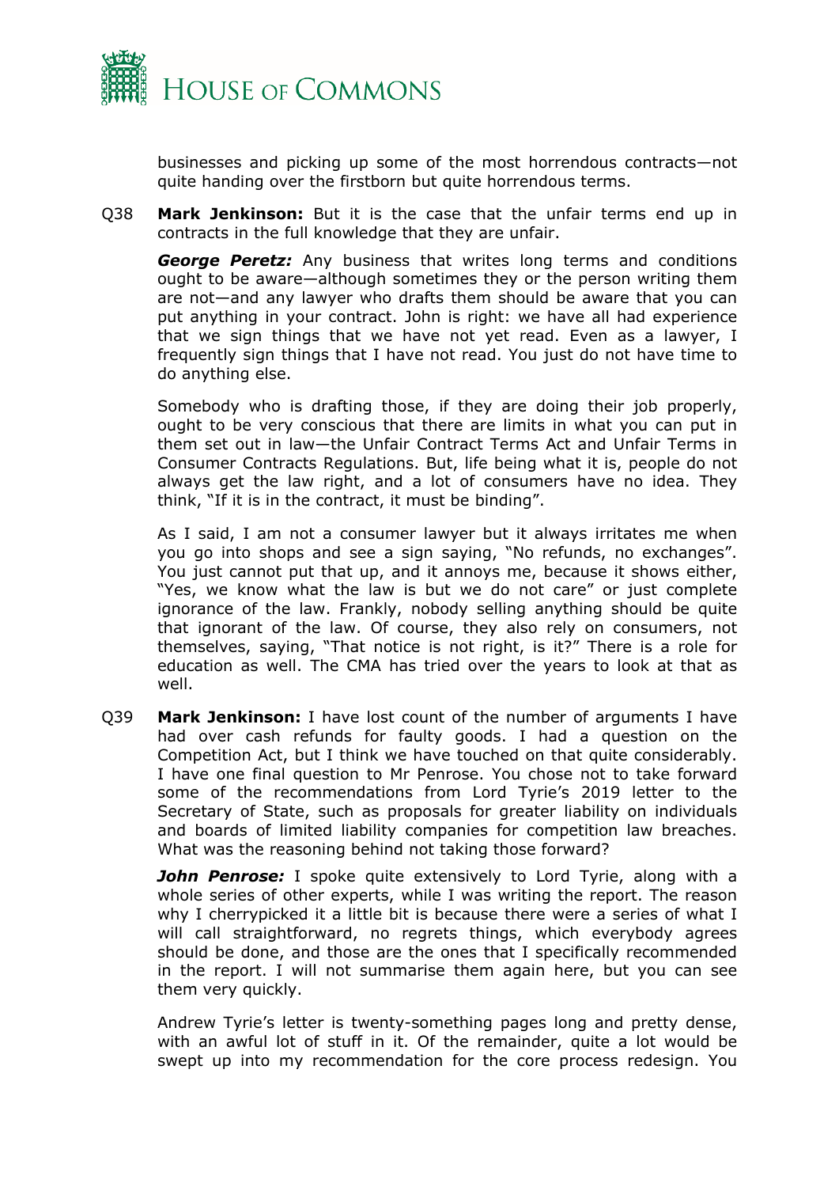businesses and picking up some of the most horrendous contracts—not quite handing over the firstborn but quite horrendous terms.

Q38 **Mark Jenkinson:** But it is the case that the unfair terms end up in contracts in the full knowledge that they are unfair.

***George Peretz:*** Any business that writes long terms and conditions ought to be aware—although sometimes they or the person writing them are not—and any lawyer who drafts them should be aware that you can put anything in your contract. John is right: we have all had experience that we sign things that we have not yet read. Even as a lawyer, I frequently sign things that I have not read. You just do not have time to do anything else.

Somebody who is drafting those, if they are doing their job properly, ought to be very conscious that there are limits in what you can put in them set out in law—the Unfair Contract Terms Act and Unfair Terms in Consumer Contracts Regulations. But, life being what it is, people do not always get the law right, and a lot of consumers have no idea. They think, "If it is in the contract, it must be binding".

As I said, I am not a consumer lawyer but it always irritates me when you go into shops and see a sign saying, "No refunds, no exchanges". You just cannot put that up, and it annoys me, because it shows either, "Yes, we know what the law is but we do not care" or just complete ignorance of the law. Frankly, nobody selling anything should be quite that ignorant of the law. Of course, they also rely on consumers, not themselves, saying, "That notice is not right, is it?" There is a role for education as well. The CMA has tried over the years to look at that as well.

Q39 **Mark Jenkinson:** I have lost count of the number of arguments I have had over cash refunds for faulty goods. I had a question on the Competition Act, but I think we have touched on that quite considerably. I have one final question to Mr Penrose. You chose not to take forward some of the recommendations from Lord Tyrie's 2019 letter to the Secretary of State, such as proposals for greater liability on individuals and boards of limited liability companies for competition law breaches. What was the reasoning behind not taking those forward?

***John Penrose:*** I spoke quite extensively to Lord Tyrie, along with a whole series of other experts, while I was writing the report. The reason why I cherrypicked it a little bit is because there were a series of what I will call straightforward, no regrets things, which everybody agrees should be done, and those are the ones that I specifically recommended in the report. I will not summarise them again here, but you can see them very quickly.

Andrew Tyrie's letter is twenty-something pages long and pretty dense, with an awful lot of stuff in it. Of the remainder, quite a lot would be swept up into my recommendation for the core process redesign. You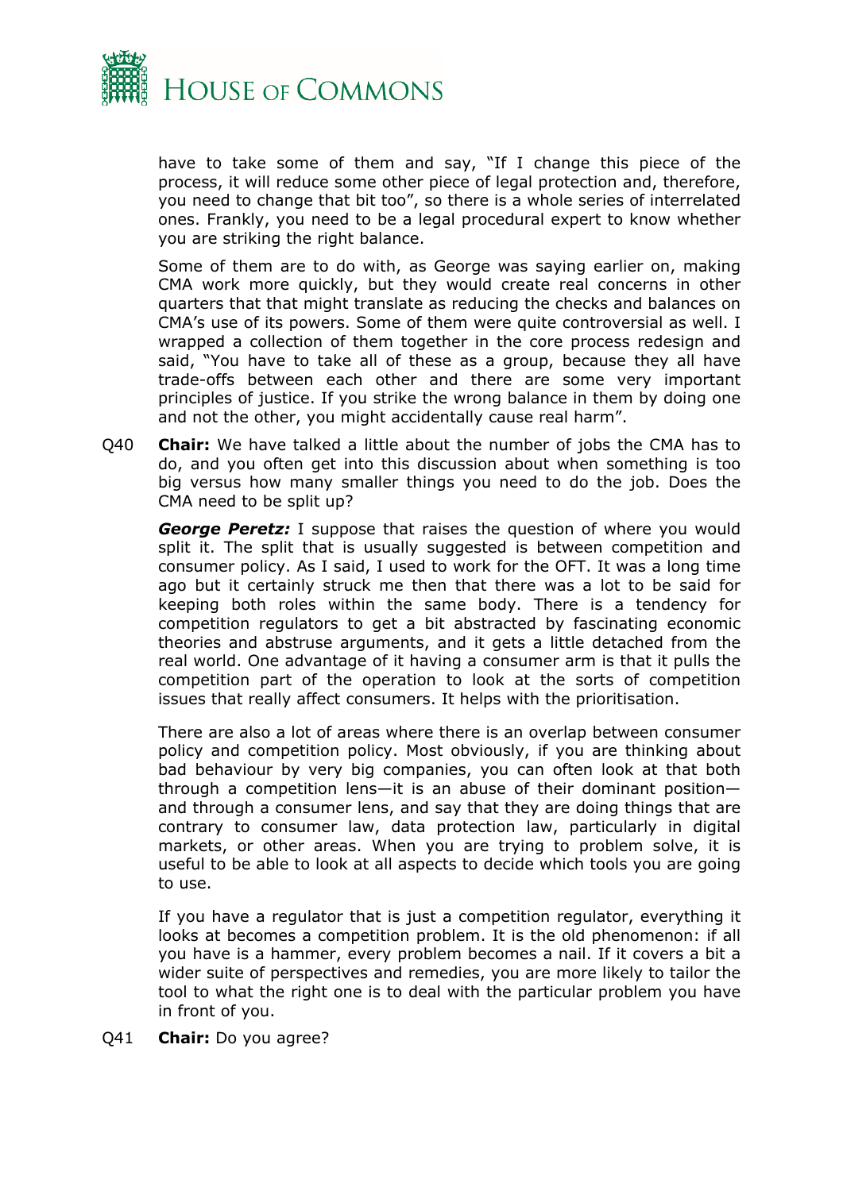have to take some of them and say, "If I change this piece of the process, it will reduce some other piece of legal protection and, therefore, you need to change that bit too", so there is a whole series of interrelated ones. Frankly, you need to be a legal procedural expert to know whether you are striking the right balance.

Some of them are to do with, as George was saying earlier on, making CMA work more quickly, but they would create real concerns in other quarters that that might translate as reducing the checks and balances on CMA's use of its powers. Some of them were quite controversial as well. I wrapped a collection of them together in the core process redesign and said, "You have to take all of these as a group, because they all have trade-offs between each other and there are some very important principles of justice. If you strike the wrong balance in them by doing one and not the other, you might accidentally cause real harm".

Q40 **Chair:** We have talked a little about the number of jobs the CMA has to do, and you often get into this discussion about when something is too big versus how many smaller things you need to do the job. Does the CMA need to be split up?

***George Peretz:*** I suppose that raises the question of where you would split it. The split that is usually suggested is between competition and consumer policy. As I said, I used to work for the OFT. It was a long time ago but it certainly struck me then that there was a lot to be said for keeping both roles within the same body. There is a tendency for competition regulators to get a bit abstracted by fascinating economic theories and abstruse arguments, and it gets a little detached from the real world. One advantage of it having a consumer arm is that it pulls the competition part of the operation to look at the sorts of competition issues that really affect consumers. It helps with the prioritisation.

There are also a lot of areas where there is an overlap between consumer policy and competition policy. Most obviously, if you are thinking about bad behaviour by very big companies, you can often look at that both through a competition lens—it is an abuse of their dominant position—and through a consumer lens, and say that they are doing things that are contrary to consumer law, data protection law, particularly in digital markets, or other areas. When you are trying to problem solve, it is useful to be able to look at all aspects to decide which tools you are going to use.

If you have a regulator that is just a competition regulator, everything it looks at becomes a competition problem. It is the old phenomenon: if all you have is a hammer, every problem becomes a nail. If it covers a bit a wider suite of perspectives and remedies, you are more likely to tailor the tool to what the right one is to deal with the particular problem you have in front of you.

Q41 **Chair:** Do you agree?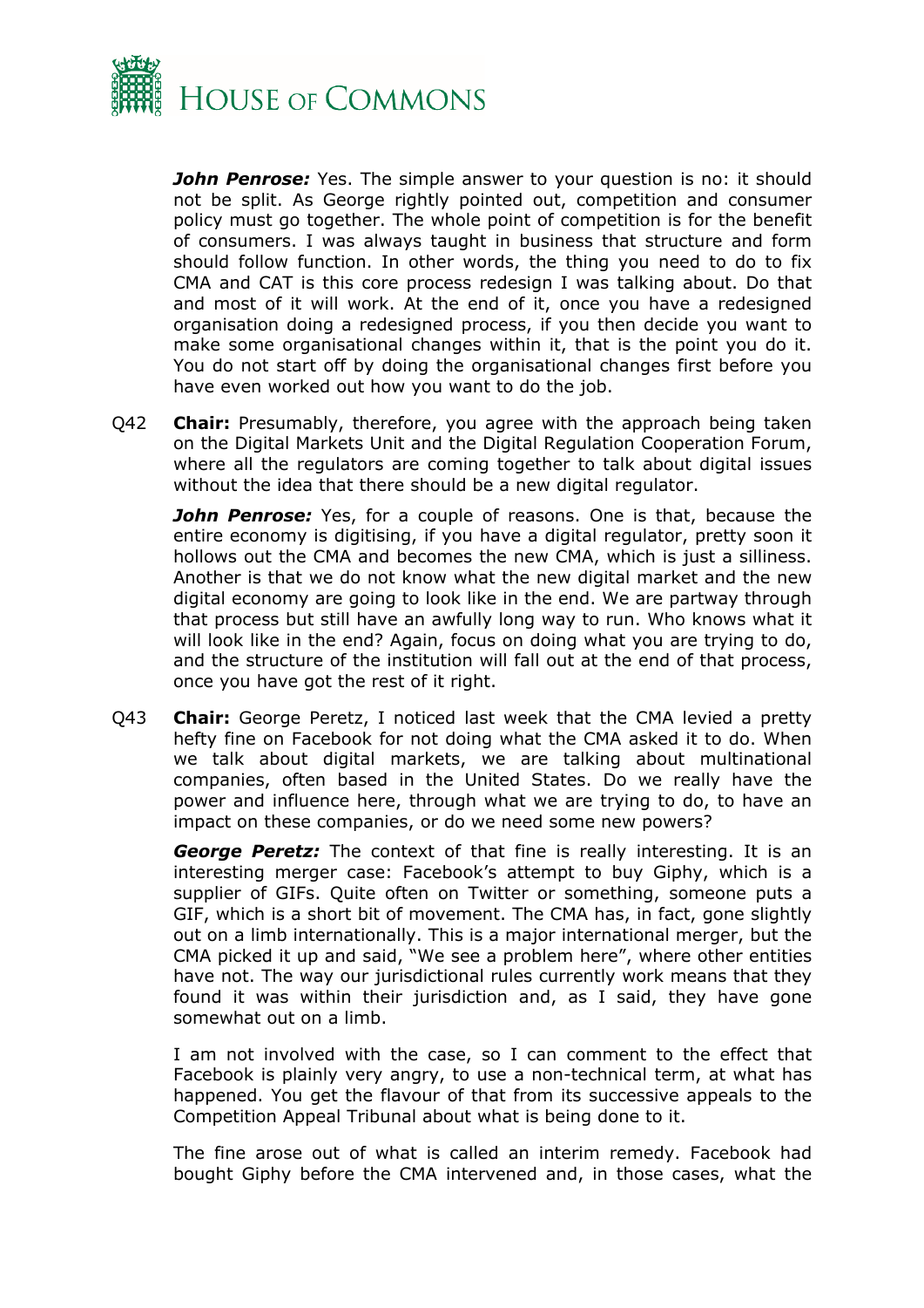***John Penrose:*** Yes. The simple answer to your question is no: it should not be split. As George rightly pointed out, competition and consumer policy must go together. The whole point of competition is for the benefit of consumers. I was always taught in business that structure and form should follow function. In other words, the thing you need to do to fix CMA and CAT is this core process redesign I was talking about. Do that and most of it will work. At the end of it, once you have a redesigned organisation doing a redesigned process, if you then decide you want to make some organisational changes within it, that is the point you do it. You do not start off by doing the organisational changes first before you have even worked out how you want to do the job.

Q42 **Chair:** Presumably, therefore, you agree with the approach being taken on the Digital Markets Unit and the Digital Regulation Cooperation Forum, where all the regulators are coming together to talk about digital issues without the idea that there should be a new digital regulator.

***John Penrose:*** Yes, for a couple of reasons. One is that, because the entire economy is digitising, if you have a digital regulator, pretty soon it hollows out the CMA and becomes the new CMA, which is just a silliness. Another is that we do not know what the new digital market and the new digital economy are going to look like in the end. We are partway through that process but still have an awfully long way to run. Who knows what it will look like in the end? Again, focus on doing what you are trying to do, and the structure of the institution will fall out at the end of that process, once you have got the rest of it right.

Q43 **Chair:** George Peretz, I noticed last week that the CMA levied a pretty hefty fine on Facebook for not doing what the CMA asked it to do. When we talk about digital markets, we are talking about multinational companies, often based in the United States. Do we really have the power and influence here, through what we are trying to do, to have an impact on these companies, or do we need some new powers?

***George Peretz:*** The context of that fine is really interesting. It is an interesting merger case: Facebook's attempt to buy Giphy, which is a supplier of GIFs. Quite often on Twitter or something, someone puts a GIF, which is a short bit of movement. The CMA has, in fact, gone slightly out on a limb internationally. This is a major international merger, but the CMA picked it up and said, "We see a problem here", where other entities have not. The way our jurisdictional rules currently work means that they found it was within their jurisdiction and, as I said, they have gone somewhat out on a limb.

I am not involved with the case, so I can comment to the effect that Facebook is plainly very angry, to use a non-technical term, at what has happened. You get the flavour of that from its successive appeals to the Competition Appeal Tribunal about what is being done to it.

The fine arose out of what is called an interim remedy. Facebook had bought Giphy before the CMA intervened and, in those cases, what the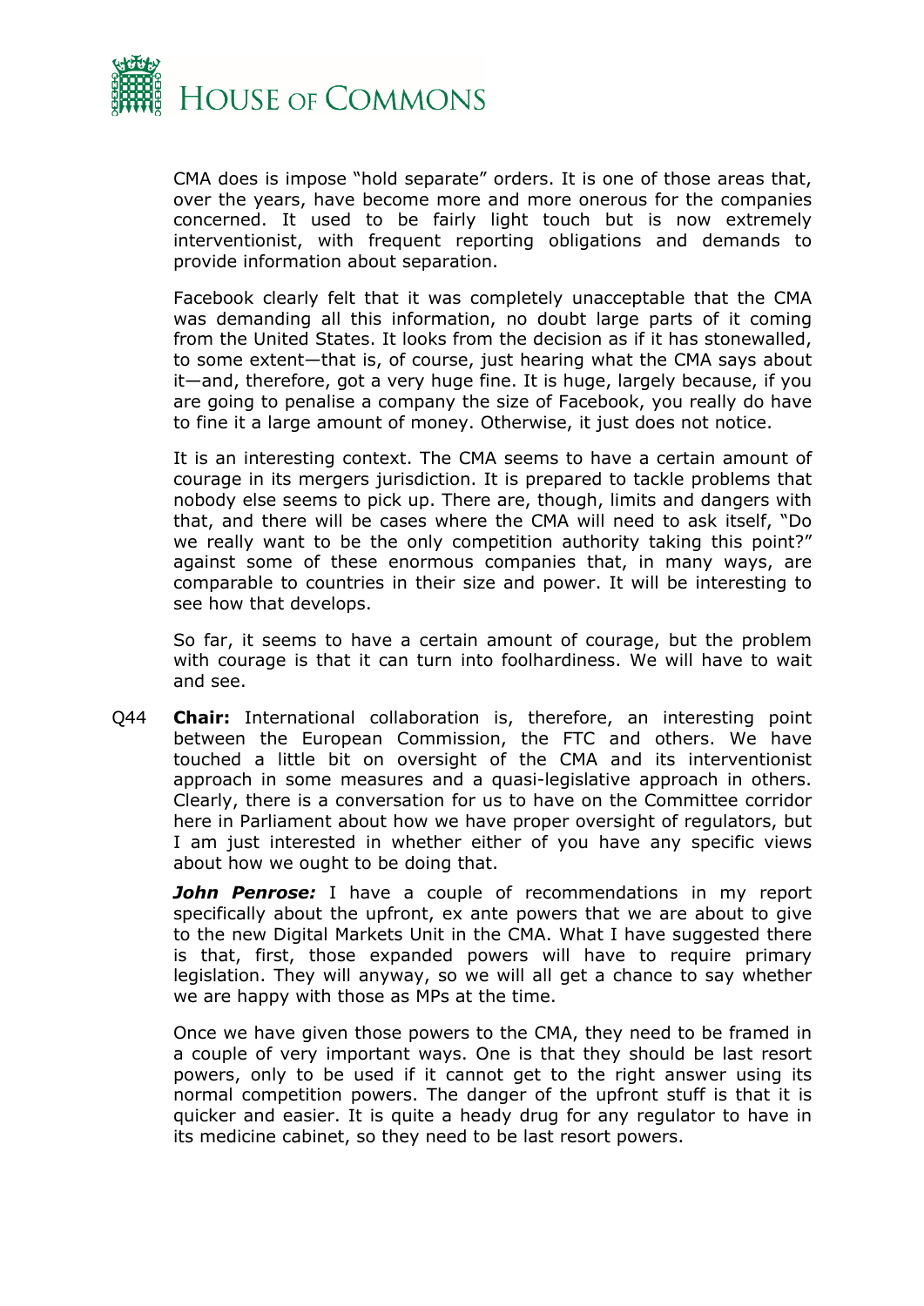CMA does is impose "hold separate" orders. It is one of those areas that, over the years, have become more and more onerous for the companies concerned. It used to be fairly light touch but is now extremely interventionist, with frequent reporting obligations and demands to provide information about separation.

Facebook clearly felt that it was completely unacceptable that the CMA was demanding all this information, no doubt large parts of it coming from the United States. It looks from the decision as if it has stonewalled, to some extent—that is, of course, just hearing what the CMA says about it—and, therefore, got a very huge fine. It is huge, largely because, if you are going to penalise a company the size of Facebook, you really do have to fine it a large amount of money. Otherwise, it just does not notice.

It is an interesting context. The CMA seems to have a certain amount of courage in its mergers jurisdiction. It is prepared to tackle problems that nobody else seems to pick up. There are, though, limits and dangers with that, and there will be cases where the CMA will need to ask itself, "Do we really want to be the only competition authority taking this point?" against some of these enormous companies that, in many ways, are comparable to countries in their size and power. It will be interesting to see how that develops.

So far, it seems to have a certain amount of courage, but the problem with courage is that it can turn into foolhardiness. We will have to wait and see.

Q44 **Chair:** International collaboration is, therefore, an interesting point between the European Commission, the FTC and others. We have touched a little bit on oversight of the CMA and its interventionist approach in some measures and a quasi-legislative approach in others. Clearly, there is a conversation for us to have on the Committee corridor here in Parliament about how we have proper oversight of regulators, but I am just interested in whether either of you have any specific views about how we ought to be doing that.

***John Penrose:*** I have a couple of recommendations in my report specifically about the upfront, ex ante powers that we are about to give to the new Digital Markets Unit in the CMA. What I have suggested there is that, first, those expanded powers will have to require primary legislation. They will anyway, so we will all get a chance to say whether we are happy with those as MPs at the time.

Once we have given those powers to the CMA, they need to be framed in a couple of very important ways. One is that they should be last resort powers, only to be used if it cannot get to the right answer using its normal competition powers. The danger of the upfront stuff is that it is quicker and easier. It is quite a heady drug for any regulator to have in its medicine cabinet, so they need to be last resort powers.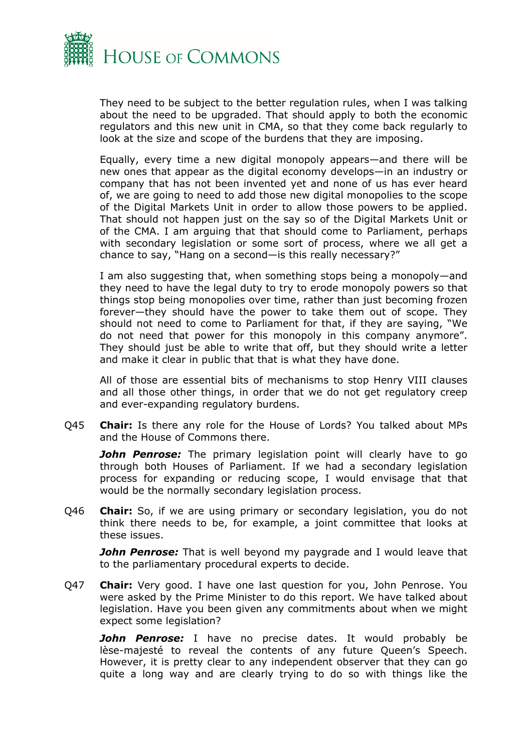They need to be subject to the better regulation rules, when I was talking about the need to be upgraded. That should apply to both the economic regulators and this new unit in CMA, so that they come back regularly to look at the size and scope of the burdens that they are imposing.

Equally, every time a new digital monopoly appears—and there will be new ones that appear as the digital economy develops—in an industry or company that has not been invented yet and none of us has ever heard of, we are going to need to add those new digital monopolies to the scope of the Digital Markets Unit in order to allow those powers to be applied. That should not happen just on the say so of the Digital Markets Unit or of the CMA. I am arguing that that should come to Parliament, perhaps with secondary legislation or some sort of process, where we all get a chance to say, "Hang on a second—is this really necessary?"

I am also suggesting that, when something stops being a monopoly—and they need to have the legal duty to try to erode monopoly powers so that things stop being monopolies over time, rather than just becoming frozen forever—they should have the power to take them out of scope. They should not need to come to Parliament for that, if they are saying, "We do not need that power for this monopoly in this company anymore". They should just be able to write that off, but they should write a letter and make it clear in public that that is what they have done.

All of those are essential bits of mechanisms to stop Henry VIII clauses and all those other things, in order that we do not get regulatory creep and ever-expanding regulatory burdens.

Q45 **Chair:** Is there any role for the House of Lords? You talked about MPs and the House of Commons there.

***John Penrose:*** The primary legislation point will clearly have to go through both Houses of Parliament. If we had a secondary legislation process for expanding or reducing scope, I would envisage that that would be the normally secondary legislation process.

Q46 **Chair:** So, if we are using primary or secondary legislation, you do not think there needs to be, for example, a joint committee that looks at these issues.

***John Penrose:*** That is well beyond my paygrade and I would leave that to the parliamentary procedural experts to decide.

Q47 **Chair:** Very good. I have one last question for you, John Penrose. You were asked by the Prime Minister to do this report. We have talked about legislation. Have you been given any commitments about when we might expect some legislation?

***John Penrose:*** I have no precise dates. It would probably be lèse-majesté to reveal the contents of any future Queen's Speech. However, it is pretty clear to any independent observer that they can go quite a long way and are clearly trying to do so with things like the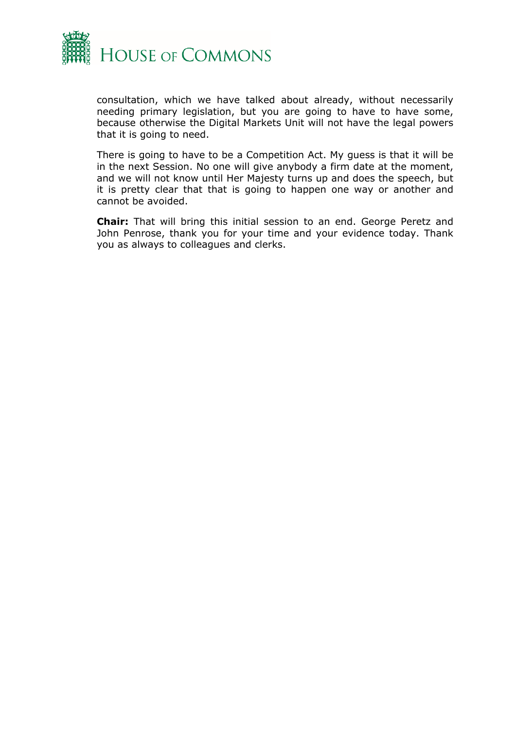consultation, which we have talked about already, without necessarily needing primary legislation, but you are going to have to have some, because otherwise the Digital Markets Unit will not have the legal powers that it is going to need.

There is going to have to be a Competition Act. My guess is that it will be in the next Session. No one will give anybody a firm date at the moment, and we will not know until Her Majesty turns up and does the speech, but it is pretty clear that that is going to happen one way or another and cannot be avoided.

**Chair:** That will bring this initial session to an end. George Peretz and John Penrose, thank you for your time and your evidence today. Thank you as always to colleagues and clerks.